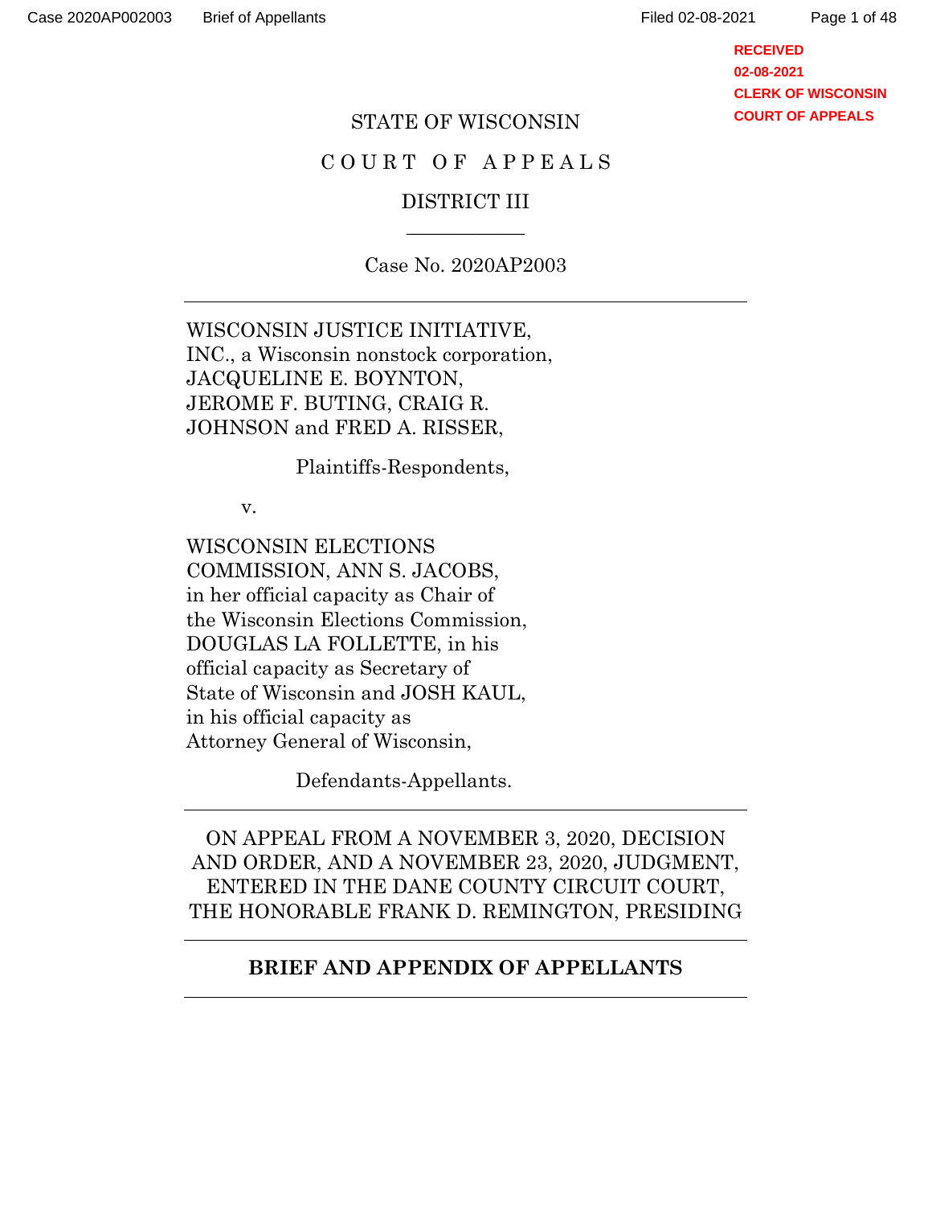RECEIVED
02-08-2021
CLERK OF WISCONSIN
COURT OF APPEALS

STATE OF WISCONSIN

COURT OF APPEALS

DISTRICT III

---

Case No. 2020AP2003

---

WISCONSIN JUSTICE INITIATIVE, INC., a Wisconsin nonstock corporation, JACQUELINE E. BOYNTON, JEROME F. BUTING, CRAIG R. JOHNSON and FRED A. RISSER,

Plaintiffs-Respondents,

v.

WISCONSIN ELECTIONS COMMISSION, ANN S. JACOBS, in her official capacity as Chair of the Wisconsin Elections Commission, DOUGLAS LA FOLLETTE, in his official capacity as Secretary of State of Wisconsin and JOSH KAUL, in his official capacity as Attorney General of Wisconsin,

Defendants-Appellants.

---

ON APPEAL FROM A NOVEMBER 3, 2020, DECISION AND ORDER, AND A NOVEMBER 23, 2020, JUDGMENT, ENTERED IN THE DANE COUNTY CIRCUIT COURT, THE HONORABLE FRANK D. REMINGTON, PRESIDING

---

**BRIEF AND APPENDIX OF APPELLANTS**

---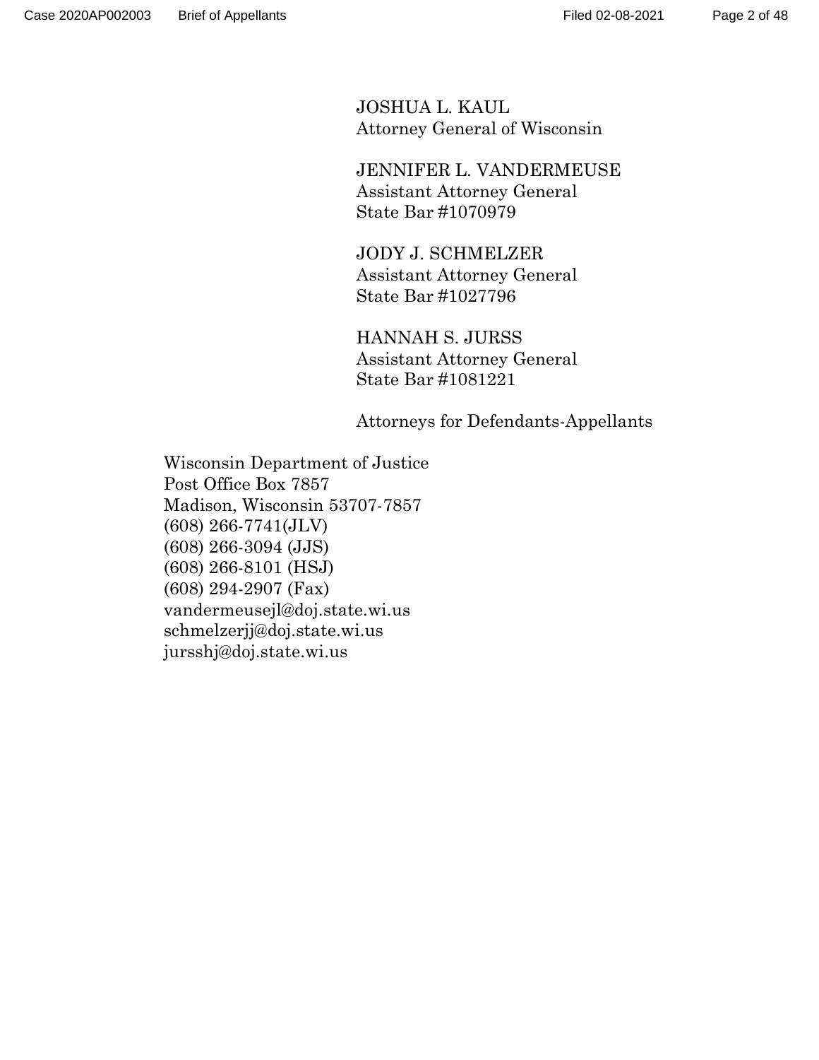JOSHUA L. KAUL
Attorney General of Wisconsin

JENNIFER L. VANDERMEUSE
Assistant Attorney General
State Bar #1070979

JODY J. SCHMELZER
Assistant Attorney General
State Bar #1027796

HANNAH S. JURSS
Assistant Attorney General
State Bar #1081221

Attorneys for Defendants-Appellants

Wisconsin Department of Justice
Post Office Box 7857
Madison, Wisconsin 53707-7857
(608) 266-7741(JLV)
(608) 266-3094 (JJS)
(608) 266-8101 (HSJ)
(608) 294-2907 (Fax)
vandermeusejl@doj.state.wi.us
schmelzerjj@doj.state.wi.us
jursshj@doj.state.wi.us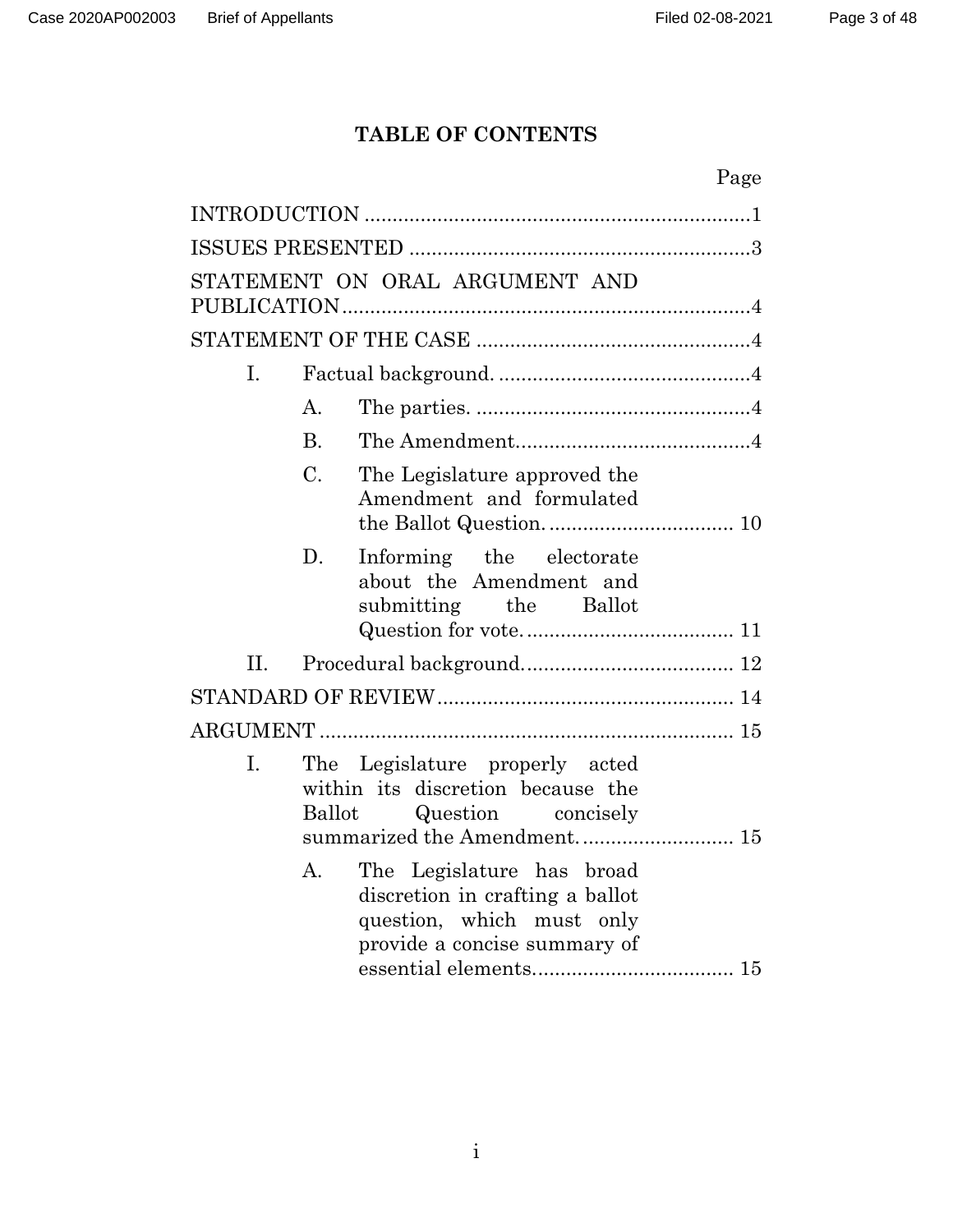# TABLE OF CONTENTS

| | | | Page |
|---|---|---|---|
| INTRODUCTION | | | 1 |
| ISSUES PRESENTED | | | 3 |
| STATEMENT ON ORAL ARGUMENT AND PUBLICATION | | | 4 |
| STATEMENT OF THE CASE | | | 4 |
| I. | Factual background. | | 4 |
| | A. | The parties. | 4 |
| | B. | The Amendment | 4 |
| | C. | The Legislature approved the Amendment and formulated the Ballot Question. | 10 |
| | D. | Informing the electorate about the Amendment and submitting the Ballot Question for vote. | 11 |
| II. | Procedural background. | | 12 |
| STANDARD OF REVIEW | | | 14 |
| ARGUMENT | | | 15 |
| I. | The Legislature properly acted within its discretion because the Ballot Question concisely summarized the Amendment. | | 15 |
| | A. | The Legislature has broad discretion in crafting a ballot question, which must only provide a concise summary of essential elements. | 15 |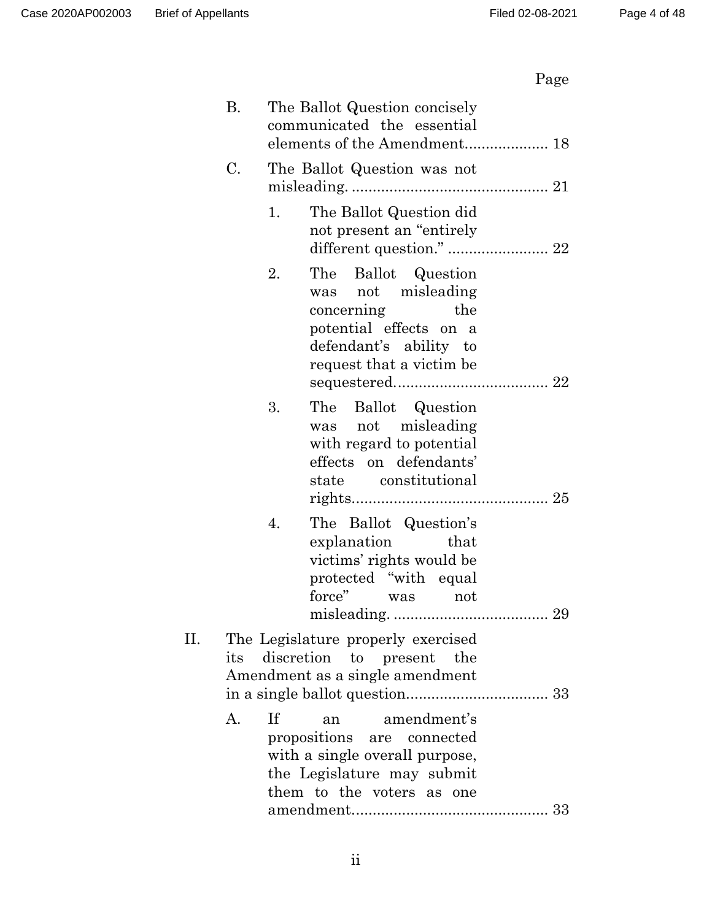Page

B. The Ballot Question concisely communicated the essential elements of the Amendment.................... 18

C. The Ballot Question was not misleading. ............................................... 21

1. The Ballot Question did not present an "entirely different question." ........................ 22

2. The Ballot Question was not misleading concerning the potential effects on a defendant's ability to request that a victim be sequestered..................................... 22

3. The Ballot Question was not misleading with regard to potential effects on defendants' state constitutional rights............................................... 25

4. The Ballot Question's explanation that victims' rights would be protected "with equal force" was not misleading. ..................................... 29

II. The Legislature properly exercised its discretion to present the Amendment as a single amendment in a single ballot question.................................. 33

A. If an amendment's propositions are connected with a single overall purpose, the Legislature may submit them to the voters as one amendment.............................................. 33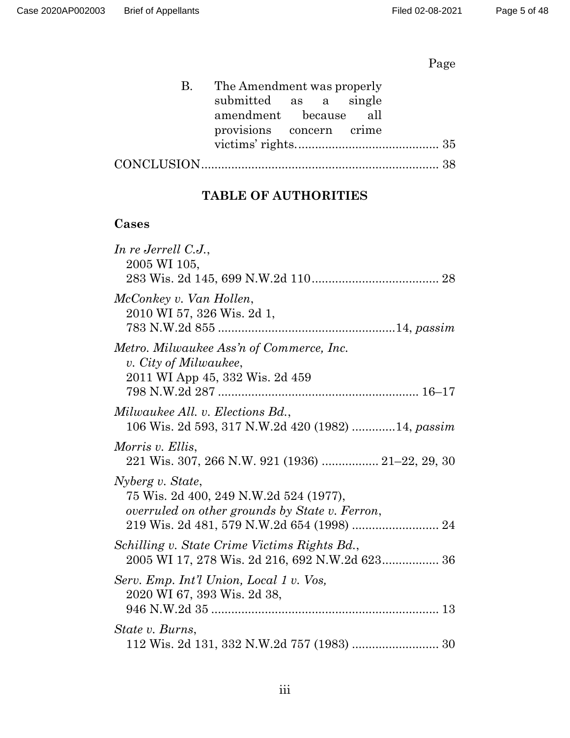Page

B. The Amendment was properly submitted as a single amendment because all provisions concern crime victims' rights. .......... 35

CONCLUSION .......... 38

## TABLE OF AUTHORITIES

### Cases

*In re Jerrell C.J.*, 2005 WI 105, 283 Wis. 2d 145, 699 N.W.2d 110 .......... 28

*McConkey v. Van Hollen*, 2010 WI 57, 326 Wis. 2d 1, 783 N.W.2d 855 .......... 14, *passim*

*Metro. Milwaukee Ass'n of Commerce, Inc. v. City of Milwaukee*, 2011 WI App 45, 332 Wis. 2d 459 798 N.W.2d 287 .......... 16–17

*Milwaukee All. v. Elections Bd.*, 106 Wis. 2d 593, 317 N.W.2d 420 (1982) .......... 14, *passim*

*Morris v. Ellis*, 221 Wis. 307, 266 N.W. 921 (1936) .......... 21–22, 29, 30

*Nyberg v. State*, 75 Wis. 2d 400, 249 N.W.2d 524 (1977), *overruled on other grounds by State v. Ferron*, 219 Wis. 2d 481, 579 N.W.2d 654 (1998) .......... 24

*Schilling v. State Crime Victims Rights Bd.*, 2005 WI 17, 278 Wis. 2d 216, 692 N.W.2d 623 .......... 36

*Serv. Emp. Int'l Union, Local 1 v. Vos,* 2020 WI 67, 393 Wis. 2d 38, 946 N.W.2d 35 .......... 13

*State v. Burns*, 112 Wis. 2d 131, 332 N.W.2d 757 (1983) .......... 30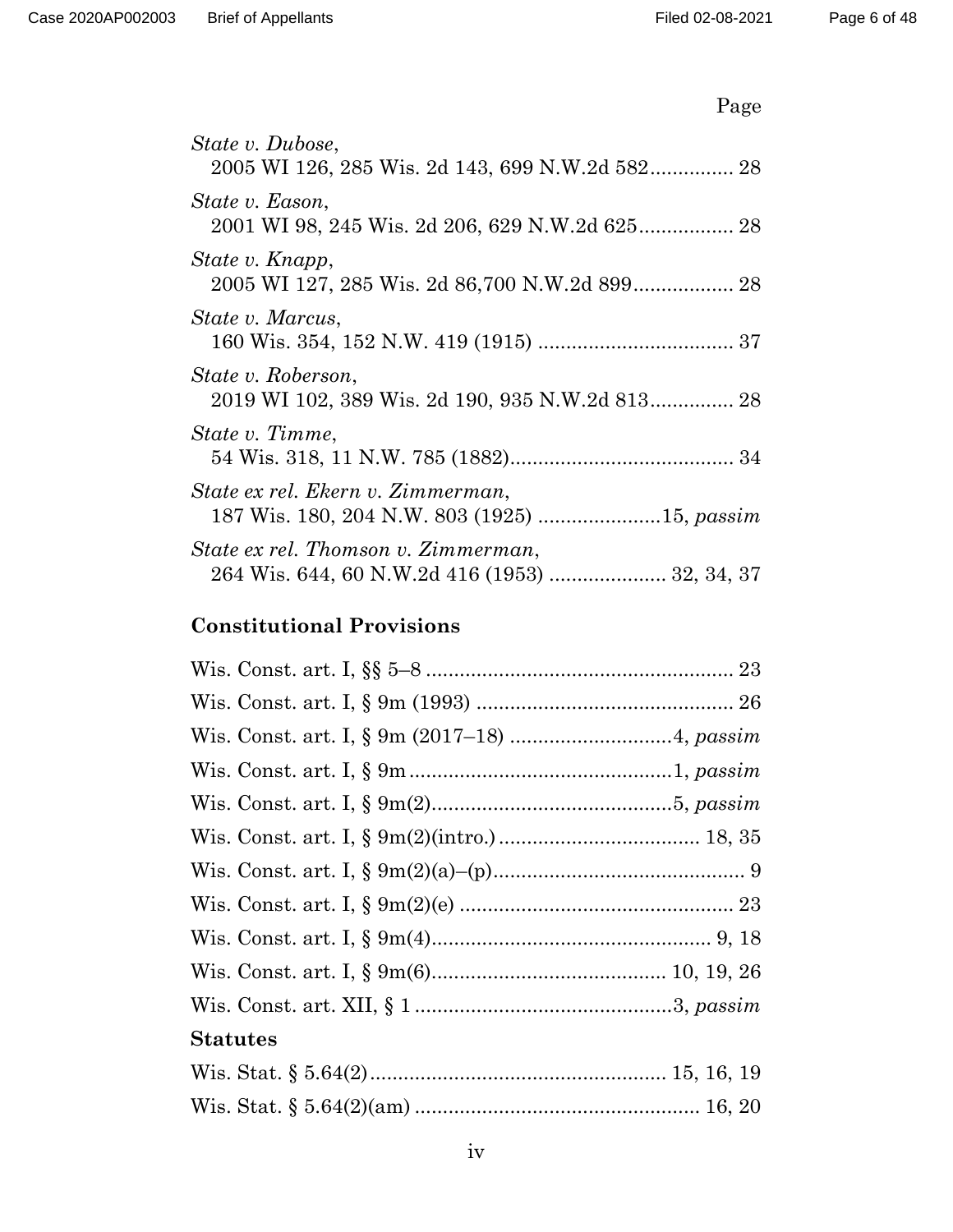Page

*State v. Dubose*,
2005 WI 126, 285 Wis. 2d 143, 699 N.W.2d 582............... 28

*State v. Eason*,
2001 WI 98, 245 Wis. 2d 206, 629 N.W.2d 625................. 28

*State v. Knapp*,
2005 WI 127, 285 Wis. 2d 86,700 N.W.2d 899.................. 28

*State v. Marcus*,
160 Wis. 354, 152 N.W. 419 (1915) .................................. 37

*State v. Roberson*,
2019 WI 102, 389 Wis. 2d 190, 935 N.W.2d 813............... 28

*State v. Timme*,
54 Wis. 318, 11 N.W. 785 (1882)........................................ 34

*State ex rel. Ekern v. Zimmerman*,
187 Wis. 180, 204 N.W. 803 (1925) ......................15, *passim*

*State ex rel. Thomson v. Zimmerman*,
264 Wis. 644, 60 N.W.2d 416 (1953) ..................... 32, 34, 37

## Constitutional Provisions

Wis. Const. art. I, §§ 5–8 ...................................................... 23

Wis. Const. art. I, § 9m (1993) ............................................. 26

Wis. Const. art. I, § 9m (2017–18) ............................4, *passim*

Wis. Const. art. I, § 9m..............................................1, *passim*

Wis. Const. art. I, § 9m(2)..........................................5, *passim*

Wis. Const. art. I, § 9m(2)(intro.).................................... 18, 35

Wis. Const. art. I, § 9m(2)(a)–(p)............................................. 9

Wis. Const. art. I, § 9m(2)(e) ................................................. 23

Wis. Const. art. I, § 9m(4).................................................. 9, 18

Wis. Const. art. I, § 9m(6).......................................... 10, 19, 26

Wis. Const. art. XII, § 1 ..............................................3, *passim*

## Statutes

Wis. Stat. § 5.64(2).................................................... 15, 16, 19

Wis. Stat. § 5.64(2)(am) .................................................. 16, 20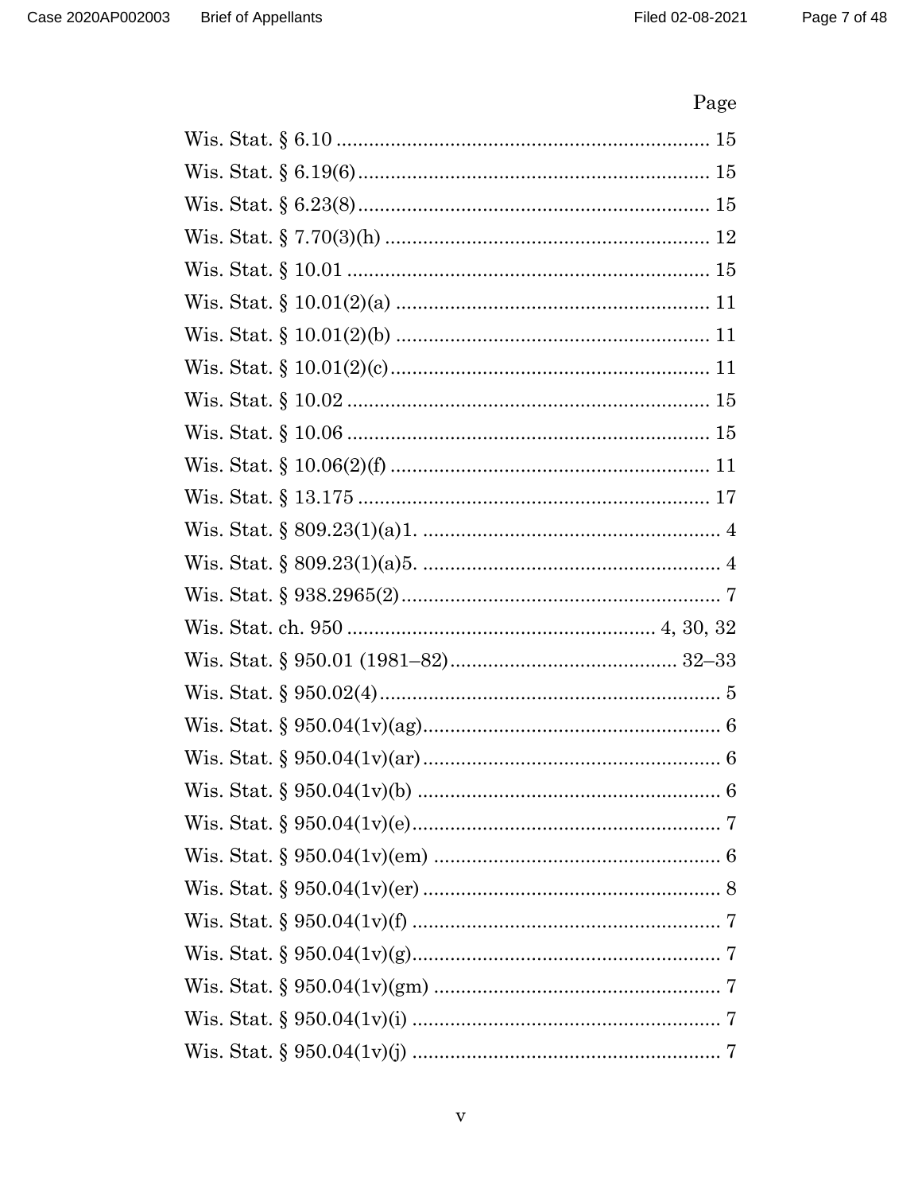| | Page |
|---|---|
| Wis. Stat. § 6.10 | 15 |
| Wis. Stat. § 6.19(6) | 15 |
| Wis. Stat. § 6.23(8) | 15 |
| Wis. Stat. § 7.70(3)(h) | 12 |
| Wis. Stat. § 10.01 | 15 |
| Wis. Stat. § 10.01(2)(a) | 11 |
| Wis. Stat. § 10.01(2)(b) | 11 |
| Wis. Stat. § 10.01(2)(c) | 11 |
| Wis. Stat. § 10.02 | 15 |
| Wis. Stat. § 10.06 | 15 |
| Wis. Stat. § 10.06(2)(f) | 11 |
| Wis. Stat. § 13.175 | 17 |
| Wis. Stat. § 809.23(1)(a)1. | 4 |
| Wis. Stat. § 809.23(1)(a)5. | 4 |
| Wis. Stat. § 938.2965(2) | 7 |
| Wis. Stat. ch. 950 | 4, 30, 32 |
| Wis. Stat. § 950.01 (1981–82) | 32–33 |
| Wis. Stat. § 950.02(4) | 5 |
| Wis. Stat. § 950.04(1v)(ag) | 6 |
| Wis. Stat. § 950.04(1v)(ar) | 6 |
| Wis. Stat. § 950.04(1v)(b) | 6 |
| Wis. Stat. § 950.04(1v)(e) | 7 |
| Wis. Stat. § 950.04(1v)(em) | 6 |
| Wis. Stat. § 950.04(1v)(er) | 8 |
| Wis. Stat. § 950.04(1v)(f) | 7 |
| Wis. Stat. § 950.04(1v)(g) | 7 |
| Wis. Stat. § 950.04(1v)(gm) | 7 |
| Wis. Stat. § 950.04(1v)(i) | 7 |
| Wis. Stat. § 950.04(1v)(j) | 7 |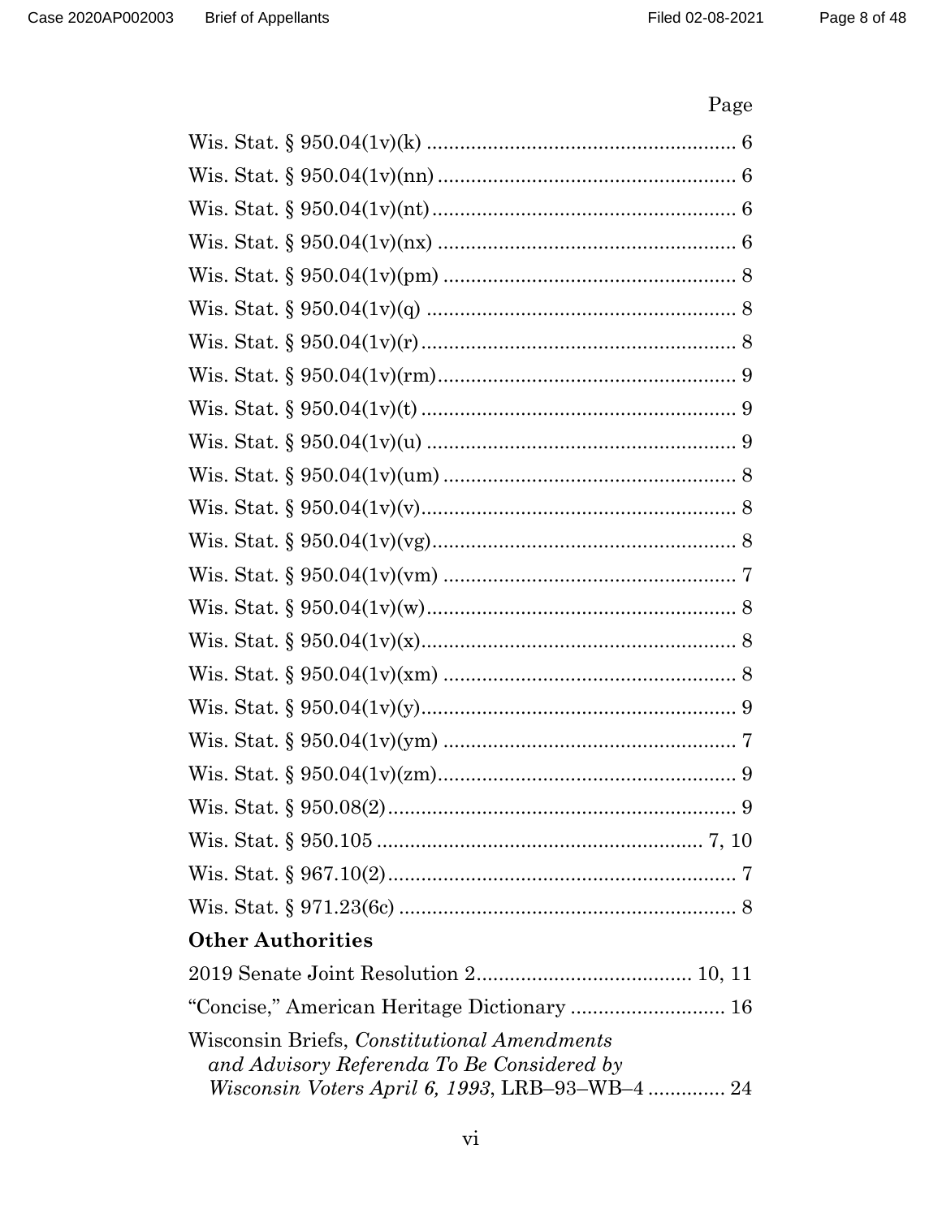Page

Wis. Stat. § 950.04(1v)(k) .......................................................... 6

Wis. Stat. § 950.04(1v)(nn) ........................................................ 6

Wis. Stat. § 950.04(1v)(nt) .......................................................... 6

Wis. Stat. § 950.04(1v)(nx) ......................................................... 6

Wis. Stat. § 950.04(1v)(pm) ........................................................ 8

Wis. Stat. § 950.04(1v)(q) ........................................................... 8

Wis. Stat. § 950.04(1v)(r) ............................................................ 8

Wis. Stat. § 950.04(1v)(rm) ......................................................... 9

Wis. Stat. § 950.04(1v)(t) ............................................................ 9

Wis. Stat. § 950.04(1v)(u) ........................................................... 9

Wis. Stat. § 950.04(1v)(um) ........................................................ 8

Wis. Stat. § 950.04(1v)(v) ............................................................ 8

Wis. Stat. § 950.04(1v)(vg) .......................................................... 8

Wis. Stat. § 950.04(1v)(vm) ........................................................ 7

Wis. Stat. § 950.04(1v)(w) ........................................................... 8

Wis. Stat. § 950.04(1v)(x) ............................................................ 8

Wis. Stat. § 950.04(1v)(xm) ........................................................ 8

Wis. Stat. § 950.04(1v)(y) ............................................................ 9

Wis. Stat. § 950.04(1v)(ym) ........................................................ 7

Wis. Stat. § 950.04(1v)(zm) ......................................................... 9

Wis. Stat. § 950.08(2) ................................................................. 9

Wis. Stat. § 950.105 ............................................................... 7, 10

Wis. Stat. § 967.10(2) ................................................................. 7

Wis. Stat. § 971.23(6c) ................................................................ 8

**Other Authorities**

2019 Senate Joint Resolution 2 ......................................... 10, 11

"Concise," American Heritage Dictionary ............................. 16

Wisconsin Briefs, *Constitutional Amendments and Advisory Referenda To Be Considered by Wisconsin Voters April 6, 1993*, LRB–93–WB–4 .............. 24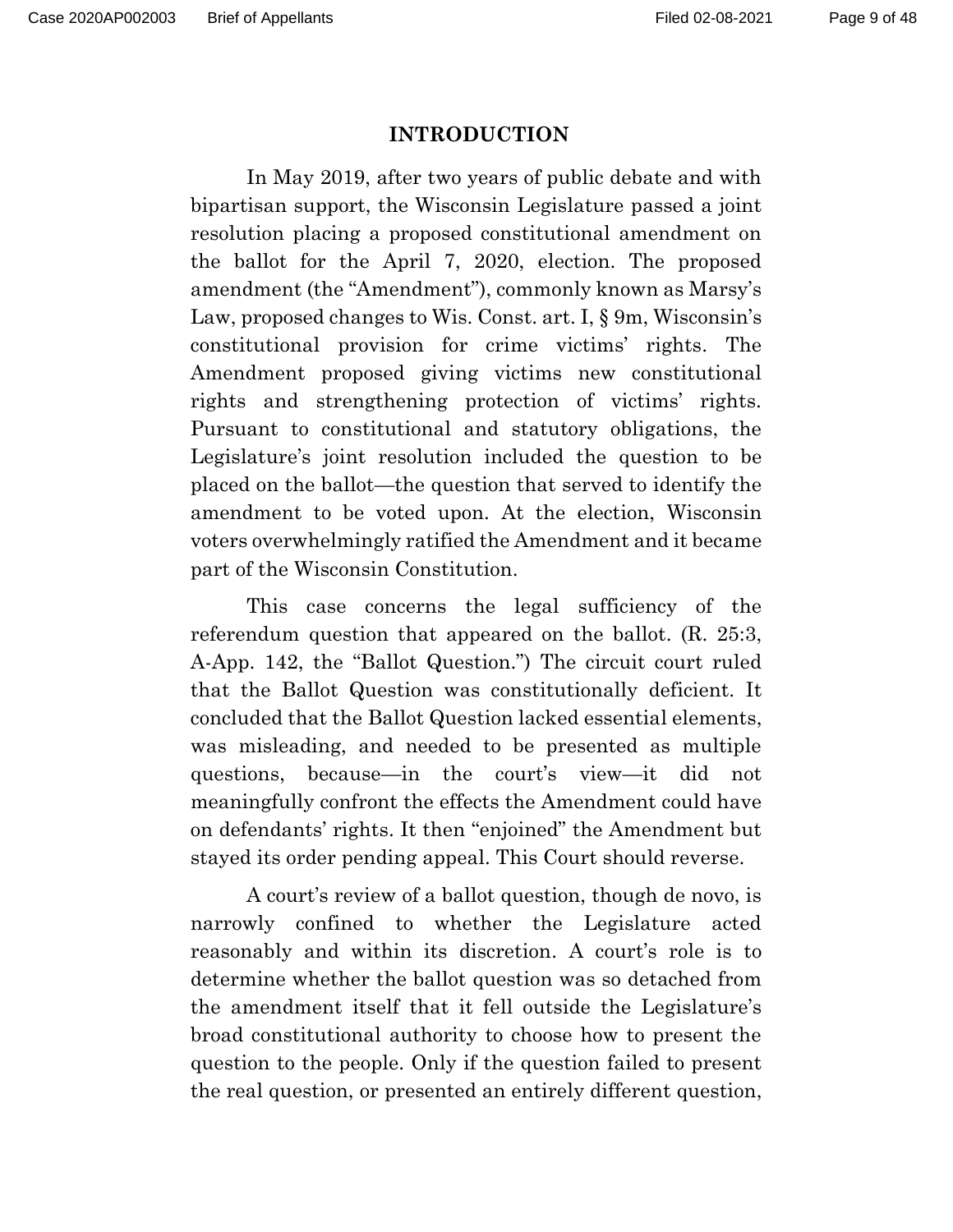## INTRODUCTION

In May 2019, after two years of public debate and with bipartisan support, the Wisconsin Legislature passed a joint resolution placing a proposed constitutional amendment on the ballot for the April 7, 2020, election. The proposed amendment (the "Amendment"), commonly known as Marsy's Law, proposed changes to Wis. Const. art. I, § 9m, Wisconsin's constitutional provision for crime victims' rights. The Amendment proposed giving victims new constitutional rights and strengthening protection of victims' rights. Pursuant to constitutional and statutory obligations, the Legislature's joint resolution included the question to be placed on the ballot—the question that served to identify the amendment to be voted upon. At the election, Wisconsin voters overwhelmingly ratified the Amendment and it became part of the Wisconsin Constitution.

This case concerns the legal sufficiency of the referendum question that appeared on the ballot. (R. 25:3, A-App. 142, the "Ballot Question.") The circuit court ruled that the Ballot Question was constitutionally deficient. It concluded that the Ballot Question lacked essential elements, was misleading, and needed to be presented as multiple questions, because—in the court's view—it did not meaningfully confront the effects the Amendment could have on defendants' rights. It then "enjoined" the Amendment but stayed its order pending appeal. This Court should reverse.

A court's review of a ballot question, though de novo, is narrowly confined to whether the Legislature acted reasonably and within its discretion. A court's role is to determine whether the ballot question was so detached from the amendment itself that it fell outside the Legislature's broad constitutional authority to choose how to present the question to the people. Only if the question failed to present the real question, or presented an entirely different question,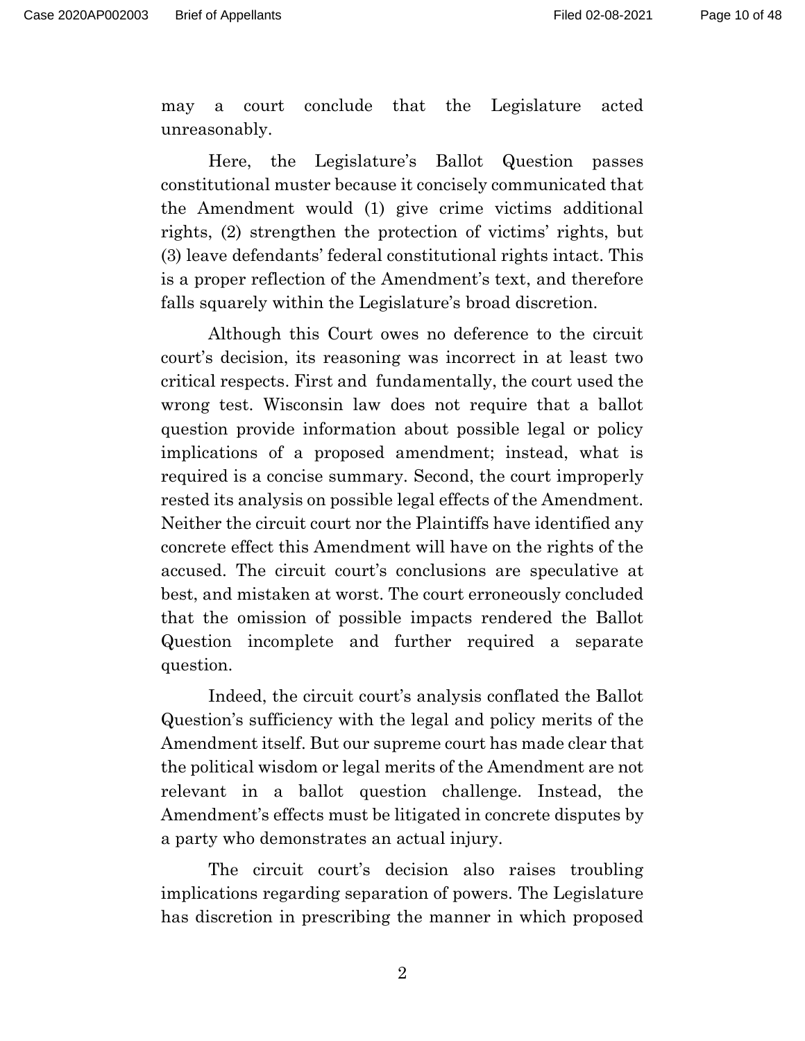may a court conclude that the Legislature acted unreasonably.

Here, the Legislature's Ballot Question passes constitutional muster because it concisely communicated that the Amendment would (1) give crime victims additional rights, (2) strengthen the protection of victims' rights, but (3) leave defendants' federal constitutional rights intact. This is a proper reflection of the Amendment's text, and therefore falls squarely within the Legislature's broad discretion.

Although this Court owes no deference to the circuit court's decision, its reasoning was incorrect in at least two critical respects. First and fundamentally, the court used the wrong test. Wisconsin law does not require that a ballot question provide information about possible legal or policy implications of a proposed amendment; instead, what is required is a concise summary. Second, the court improperly rested its analysis on possible legal effects of the Amendment. Neither the circuit court nor the Plaintiffs have identified any concrete effect this Amendment will have on the rights of the accused. The circuit court's conclusions are speculative at best, and mistaken at worst. The court erroneously concluded that the omission of possible impacts rendered the Ballot Question incomplete and further required a separate question.

Indeed, the circuit court's analysis conflated the Ballot Question's sufficiency with the legal and policy merits of the Amendment itself. But our supreme court has made clear that the political wisdom or legal merits of the Amendment are not relevant in a ballot question challenge. Instead, the Amendment's effects must be litigated in concrete disputes by a party who demonstrates an actual injury.

The circuit court's decision also raises troubling implications regarding separation of powers. The Legislature has discretion in prescribing the manner in which proposed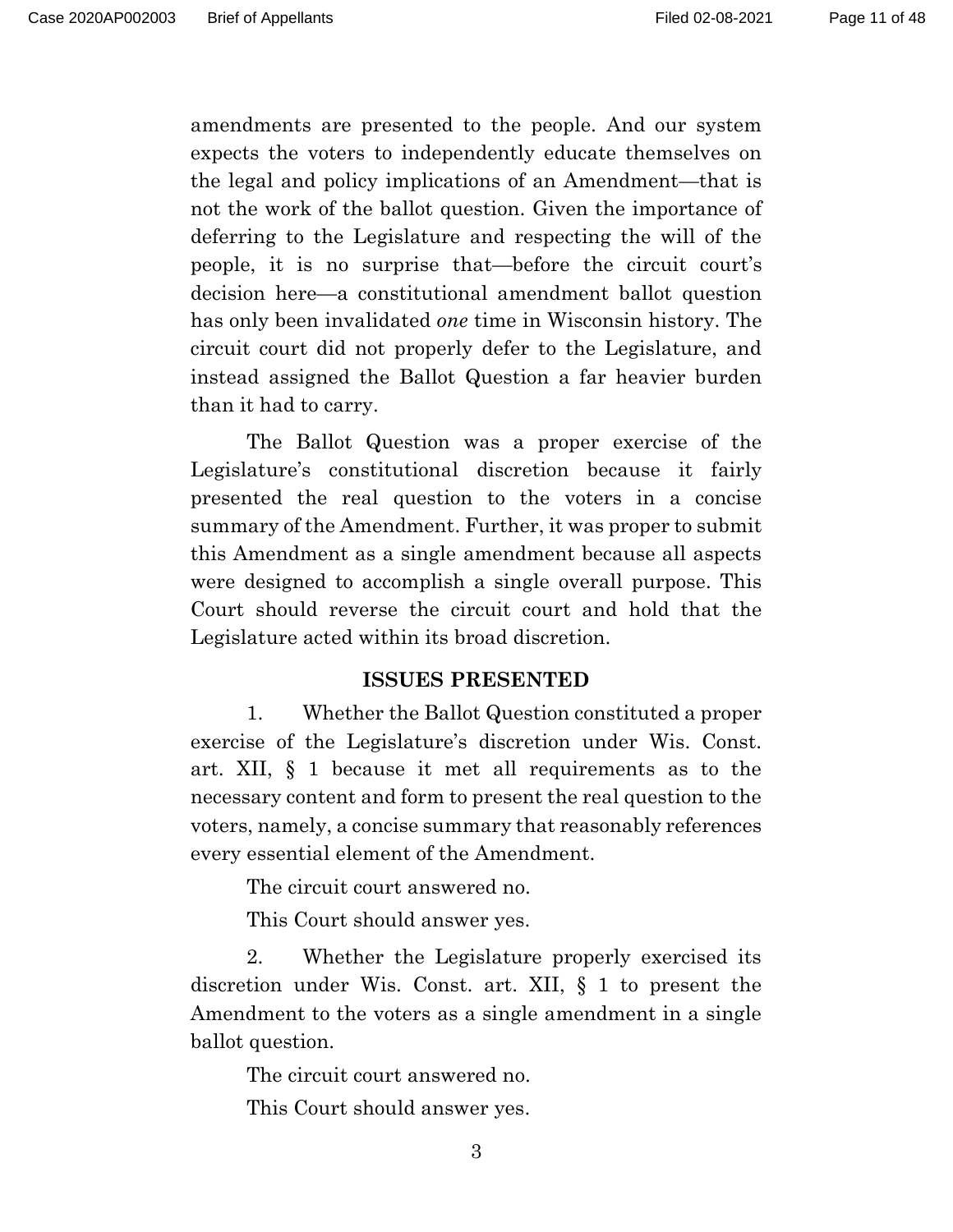amendments are presented to the people. And our system expects the voters to independently educate themselves on the legal and policy implications of an Amendment—that is not the work of the ballot question. Given the importance of deferring to the Legislature and respecting the will of the people, it is no surprise that—before the circuit court's decision here—a constitutional amendment ballot question has only been invalidated *one* time in Wisconsin history. The circuit court did not properly defer to the Legislature, and instead assigned the Ballot Question a far heavier burden than it had to carry.

The Ballot Question was a proper exercise of the Legislature's constitutional discretion because it fairly presented the real question to the voters in a concise summary of the Amendment. Further, it was proper to submit this Amendment as a single amendment because all aspects were designed to accomplish a single overall purpose. This Court should reverse the circuit court and hold that the Legislature acted within its broad discretion.

## ISSUES PRESENTED

1. Whether the Ballot Question constituted a proper exercise of the Legislature's discretion under Wis. Const. art. XII, § 1 because it met all requirements as to the necessary content and form to present the real question to the voters, namely, a concise summary that reasonably references every essential element of the Amendment.

The circuit court answered no.

This Court should answer yes.

2. Whether the Legislature properly exercised its discretion under Wis. Const. art. XII, § 1 to present the Amendment to the voters as a single amendment in a single ballot question.

The circuit court answered no.

This Court should answer yes.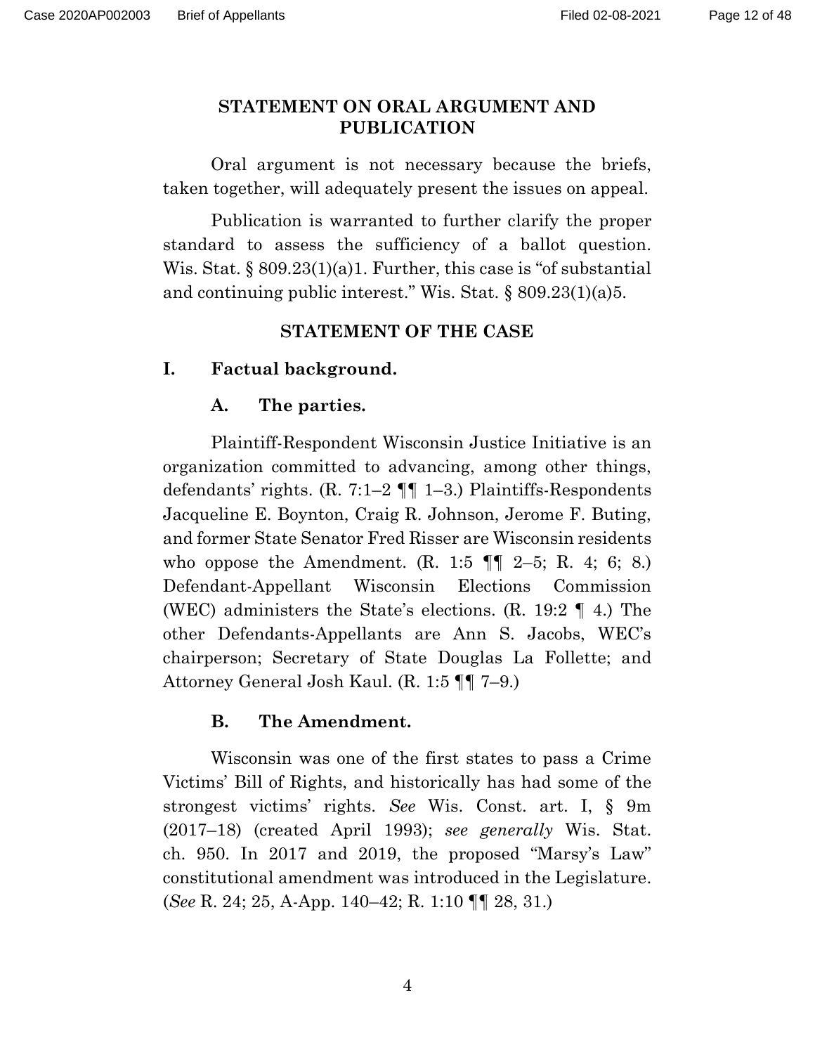## STATEMENT ON ORAL ARGUMENT AND PUBLICATION

Oral argument is not necessary because the briefs, taken together, will adequately present the issues on appeal.

Publication is warranted to further clarify the proper standard to assess the sufficiency of a ballot question. Wis. Stat. § 809.23(1)(a)1. Further, this case is "of substantial and continuing public interest." Wis. Stat. § 809.23(1)(a)5.

## STATEMENT OF THE CASE

### I. Factual background.

#### A. The parties.

Plaintiff-Respondent Wisconsin Justice Initiative is an organization committed to advancing, among other things, defendants' rights. (R. 7:1–2 ¶¶ 1–3.) Plaintiffs-Respondents Jacqueline E. Boynton, Craig R. Johnson, Jerome F. Buting, and former State Senator Fred Risser are Wisconsin residents who oppose the Amendment. (R. 1:5 ¶¶ 2–5; R. 4; 6; 8.) Defendant-Appellant Wisconsin Elections Commission (WEC) administers the State's elections. (R. 19:2 ¶ 4.) The other Defendants-Appellants are Ann S. Jacobs, WEC's chairperson; Secretary of State Douglas La Follette; and Attorney General Josh Kaul. (R. 1:5 ¶¶ 7–9.)

#### B. The Amendment.

Wisconsin was one of the first states to pass a Crime Victims' Bill of Rights, and historically has had some of the strongest victims' rights. *See* Wis. Const. art. I, § 9m (2017–18) (created April 1993); *see generally* Wis. Stat. ch. 950. In 2017 and 2019, the proposed "Marsy's Law" constitutional amendment was introduced in the Legislature. (*See* R. 24; 25, A-App. 140–42; R. 1:10 ¶¶ 28, 31.)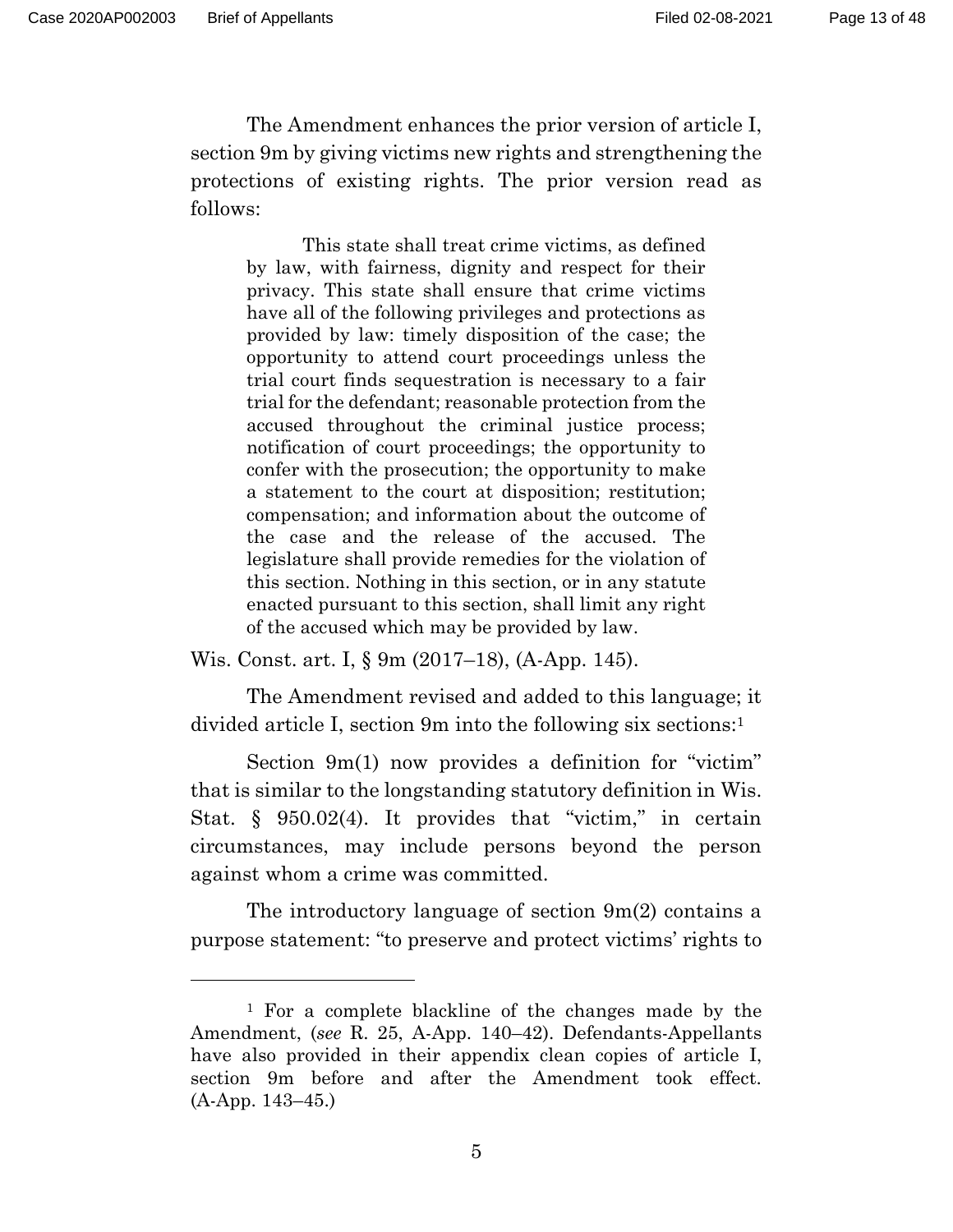The Amendment enhances the prior version of article I, section 9m by giving victims new rights and strengthening the protections of existing rights. The prior version read as follows:

> This state shall treat crime victims, as defined by law, with fairness, dignity and respect for their privacy. This state shall ensure that crime victims have all of the following privileges and protections as provided by law: timely disposition of the case; the opportunity to attend court proceedings unless the trial court finds sequestration is necessary to a fair trial for the defendant; reasonable protection from the accused throughout the criminal justice process; notification of court proceedings; the opportunity to confer with the prosecution; the opportunity to make a statement to the court at disposition; restitution; compensation; and information about the outcome of the case and the release of the accused. The legislature shall provide remedies for the violation of this section. Nothing in this section, or in any statute enacted pursuant to this section, shall limit any right of the accused which may be provided by law.

Wis. Const. art. I, § 9m (2017–18), (A-App. 145).

The Amendment revised and added to this language; it divided article I, section 9m into the following six sections:[1]

Section 9m(1) now provides a definition for "victim" that is similar to the longstanding statutory definition in Wis. Stat. § 950.02(4). It provides that "victim," in certain circumstances, may include persons beyond the person against whom a crime was committed.

The introductory language of section 9m(2) contains a purpose statement: "to preserve and protect victims' rights to

---

[1] For a complete blackline of the changes made by the Amendment, (*see* R. 25, A-App. 140–42). Defendants-Appellants have also provided in their appendix clean copies of article I, section 9m before and after the Amendment took effect. (A-App. 143–45.)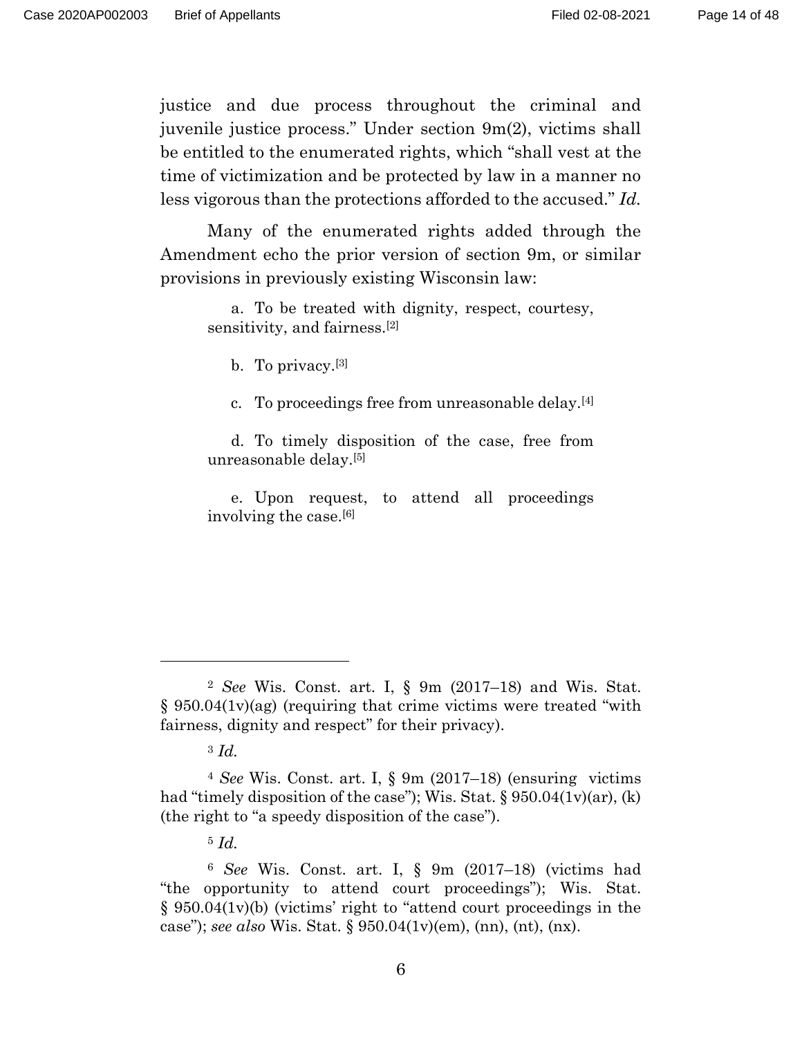justice and due process throughout the criminal and juvenile justice process." Under section 9m(2), victims shall be entitled to the enumerated rights, which "shall vest at the time of victimization and be protected by law in a manner no less vigorous than the protections afforded to the accused." *Id.*

Many of the enumerated rights added through the Amendment echo the prior version of section 9m, or similar provisions in previously existing Wisconsin law:

> a. To be treated with dignity, respect, courtesy, sensitivity, and fairness.[2]
>
> b. To privacy.[3]
>
> c. To proceedings free from unreasonable delay.[4]
>
> d. To timely disposition of the case, free from unreasonable delay.[5]
>
> e. Upon request, to attend all proceedings involving the case.[6]

---

[2] *See* Wis. Const. art. I, § 9m (2017–18) and Wis. Stat. § 950.04(1v)(ag) (requiring that crime victims were treated "with fairness, dignity and respect" for their privacy).

[3] *Id.*

[4] *See* Wis. Const. art. I, § 9m (2017–18) (ensuring victims had "timely disposition of the case"); Wis. Stat. § 950.04(1v)(ar), (k) (the right to "a speedy disposition of the case").

[5] *Id.*

[6] *See* Wis. Const. art. I, § 9m (2017–18) (victims had "the opportunity to attend court proceedings"); Wis. Stat. § 950.04(1v)(b) (victims' right to "attend court proceedings in the case"); *see also* Wis. Stat. § 950.04(1v)(em), (nn), (nt), (nx).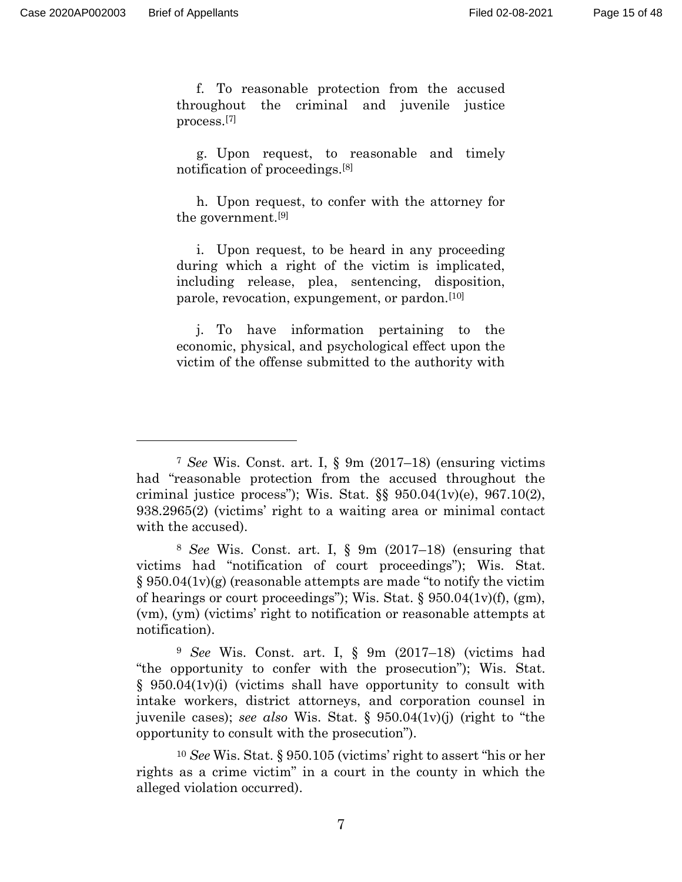f. To reasonable protection from the accused throughout the criminal and juvenile justice process.[7]

g. Upon request, to reasonable and timely notification of proceedings.[8]

h. Upon request, to confer with the attorney for the government.[9]

i. Upon request, to be heard in any proceeding during which a right of the victim is implicated, including release, plea, sentencing, disposition, parole, revocation, expungement, or pardon.[10]

j. To have information pertaining to the economic, physical, and psychological effect upon the victim of the offense submitted to the authority with

---

[7] *See* Wis. Const. art. I, § 9m (2017–18) (ensuring victims had "reasonable protection from the accused throughout the criminal justice process"); Wis. Stat. §§ 950.04(1v)(e), 967.10(2), 938.2965(2) (victims' right to a waiting area or minimal contact with the accused).

[8] *See* Wis. Const. art. I, § 9m (2017–18) (ensuring that victims had "notification of court proceedings"); Wis. Stat. § 950.04(1v)(g) (reasonable attempts are made "to notify the victim of hearings or court proceedings"); Wis. Stat. § 950.04(1v)(f), (gm), (vm), (ym) (victims' right to notification or reasonable attempts at notification).

[9] *See* Wis. Const. art. I, § 9m (2017–18) (victims had "the opportunity to confer with the prosecution"); Wis. Stat. § 950.04(1v)(i) (victims shall have opportunity to consult with intake workers, district attorneys, and corporation counsel in juvenile cases); *see also* Wis. Stat. § 950.04(1v)(j) (right to "the opportunity to consult with the prosecution").

[10] *See* Wis. Stat. § 950.105 (victims' right to assert "his or her rights as a crime victim" in a court in the county in which the alleged violation occurred).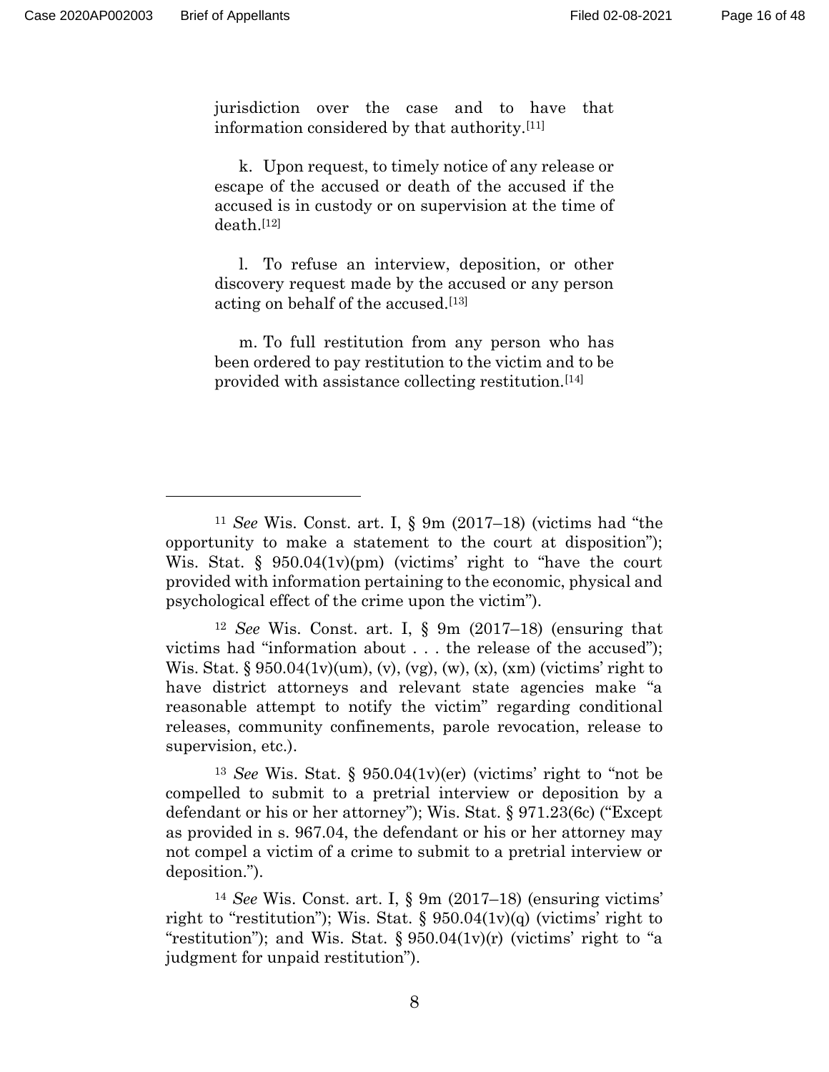jurisdiction over the case and to have that information considered by that authority.[11]

k. Upon request, to timely notice of any release or escape of the accused or death of the accused if the accused is in custody or on supervision at the time of death.[12]

l. To refuse an interview, deposition, or other discovery request made by the accused or any person acting on behalf of the accused.[13]

m. To full restitution from any person who has been ordered to pay restitution to the victim and to be provided with assistance collecting restitution.[14]

---

[11] *See* Wis. Const. art. I, § 9m (2017–18) (victims had "the opportunity to make a statement to the court at disposition"); Wis. Stat. § 950.04(1v)(pm) (victims' right to "have the court provided with information pertaining to the economic, physical and psychological effect of the crime upon the victim").

[12] *See* Wis. Const. art. I, § 9m (2017–18) (ensuring that victims had "information about . . . the release of the accused"); Wis. Stat. § 950.04(1v)(um), (v), (vg), (w), (x), (xm) (victims' right to have district attorneys and relevant state agencies make "a reasonable attempt to notify the victim" regarding conditional releases, community confinements, parole revocation, release to supervision, etc.).

[13] *See* Wis. Stat. § 950.04(1v)(er) (victims' right to "not be compelled to submit to a pretrial interview or deposition by a defendant or his or her attorney"); Wis. Stat. § 971.23(6c) ("Except as provided in s. 967.04, the defendant or his or her attorney may not compel a victim of a crime to submit to a pretrial interview or deposition.").

[14] *See* Wis. Const. art. I, § 9m (2017–18) (ensuring victims' right to "restitution"); Wis. Stat. § 950.04(1v)(q) (victims' right to "restitution"); and Wis. Stat. § 950.04(1v)(r) (victims' right to "a judgment for unpaid restitution").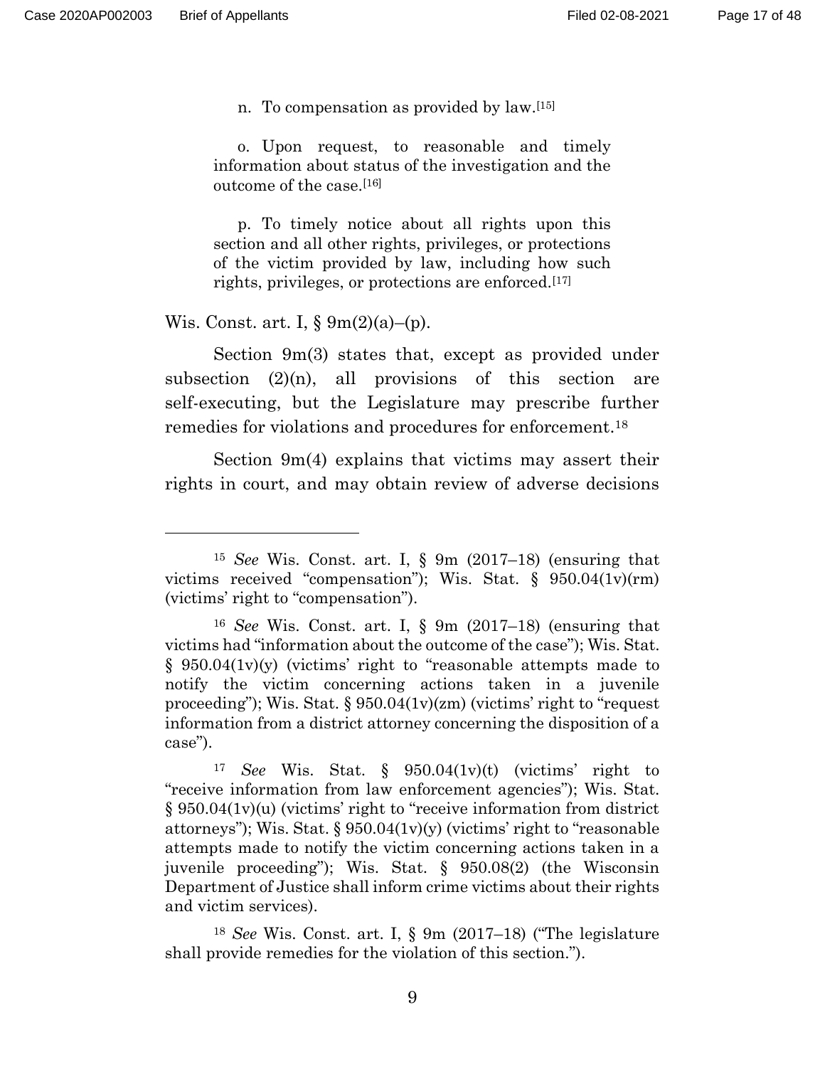> n. To compensation as provided by law.[15]
>
> o. Upon request, to reasonable and timely information about status of the investigation and the outcome of the case.[16]
>
> p. To timely notice about all rights upon this section and all other rights, privileges, or protections of the victim provided by law, including how such rights, privileges, or protections are enforced.[17]

Wis. Const. art. I, § 9m(2)(a)–(p).

Section 9m(3) states that, except as provided under subsection (2)(n), all provisions of this section are self-executing, but the Legislature may prescribe further remedies for violations and procedures for enforcement.[18]

Section 9m(4) explains that victims may assert their rights in court, and may obtain review of adverse decisions

---

[15] *See* Wis. Const. art. I, § 9m (2017–18) (ensuring that victims received "compensation"); Wis. Stat. § 950.04(1v)(rm) (victims' right to "compensation").

[16] *See* Wis. Const. art. I, § 9m (2017–18) (ensuring that victims had "information about the outcome of the case"); Wis. Stat. § 950.04(1v)(y) (victims' right to "reasonable attempts made to notify the victim concerning actions taken in a juvenile proceeding"); Wis. Stat. § 950.04(1v)(zm) (victims' right to "request information from a district attorney concerning the disposition of a case").

[17] *See* Wis. Stat. § 950.04(1v)(t) (victims' right to "receive information from law enforcement agencies"); Wis. Stat. § 950.04(1v)(u) (victims' right to "receive information from district attorneys"); Wis. Stat. § 950.04(1v)(y) (victims' right to "reasonable attempts made to notify the victim concerning actions taken in a juvenile proceeding"); Wis. Stat. § 950.08(2) (the Wisconsin Department of Justice shall inform crime victims about their rights and victim services).

[18] *See* Wis. Const. art. I, § 9m (2017–18) ("The legislature shall provide remedies for the violation of this section.").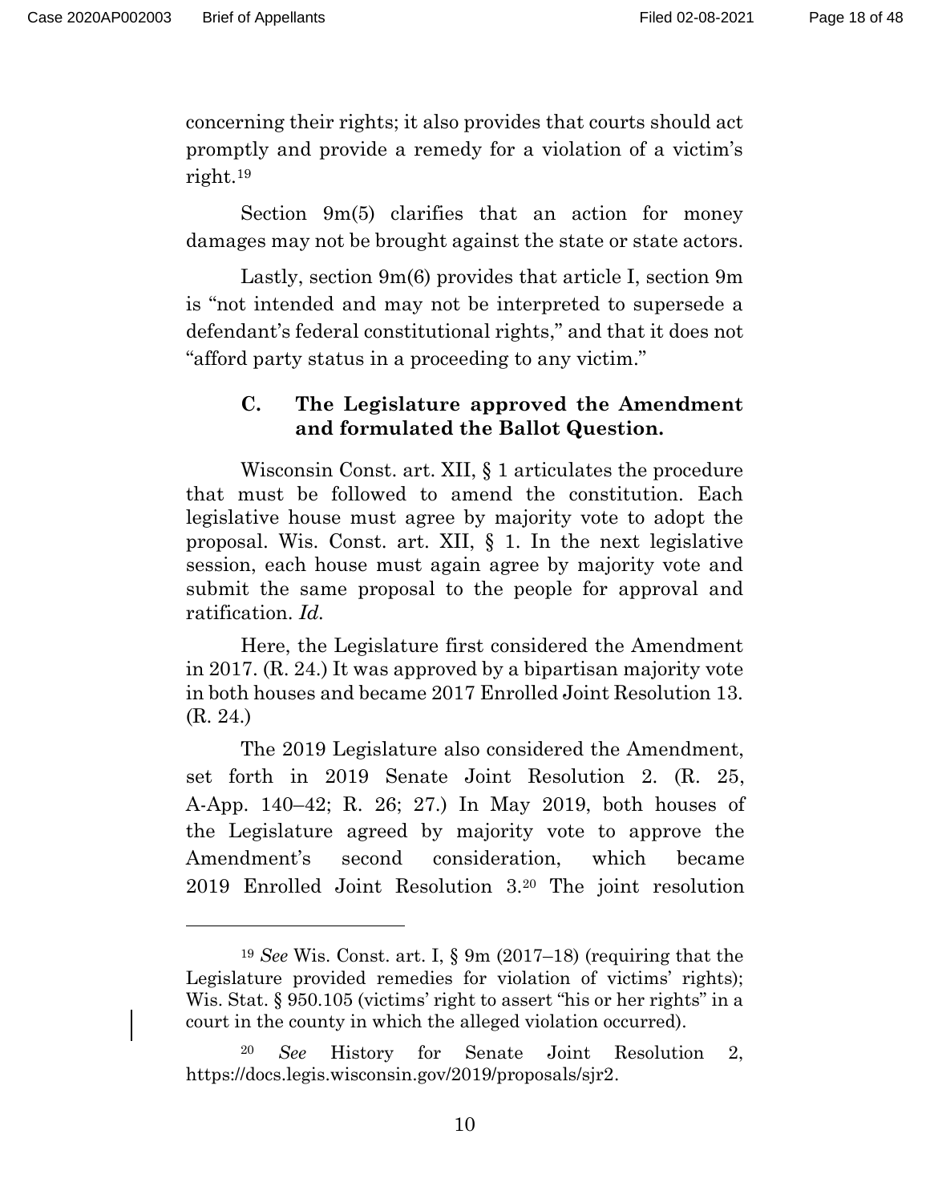concerning their rights; it also provides that courts should act promptly and provide a remedy for a violation of a victim's right.[19]

Section 9m(5) clarifies that an action for money damages may not be brought against the state or state actors.

Lastly, section 9m(6) provides that article I, section 9m is "not intended and may not be interpreted to supersede a defendant's federal constitutional rights," and that it does not "afford party status in a proceeding to any victim."

### C. The Legislature approved the Amendment and formulated the Ballot Question.

Wisconsin Const. art. XII, § 1 articulates the procedure that must be followed to amend the constitution. Each legislative house must agree by majority vote to adopt the proposal. Wis. Const. art. XII, § 1. In the next legislative session, each house must again agree by majority vote and submit the same proposal to the people for approval and ratification. *Id.*

Here, the Legislature first considered the Amendment in 2017. (R. 24.) It was approved by a bipartisan majority vote in both houses and became 2017 Enrolled Joint Resolution 13. (R. 24.)

The 2019 Legislature also considered the Amendment, set forth in 2019 Senate Joint Resolution 2. (R. 25, A-App. 140–42; R. 26; 27.) In May 2019, both houses of the Legislature agreed by majority vote to approve the Amendment's second consideration, which became 2019 Enrolled Joint Resolution 3.[20] The joint resolution

---

[19] *See* Wis. Const. art. I, § 9m (2017–18) (requiring that the Legislature provided remedies for violation of victims' rights); Wis. Stat. § 950.105 (victims' right to assert "his or her rights" in a court in the county in which the alleged violation occurred).

[20] *See* History for Senate Joint Resolution 2, https://docs.legis.wisconsin.gov/2019/proposals/sjr2.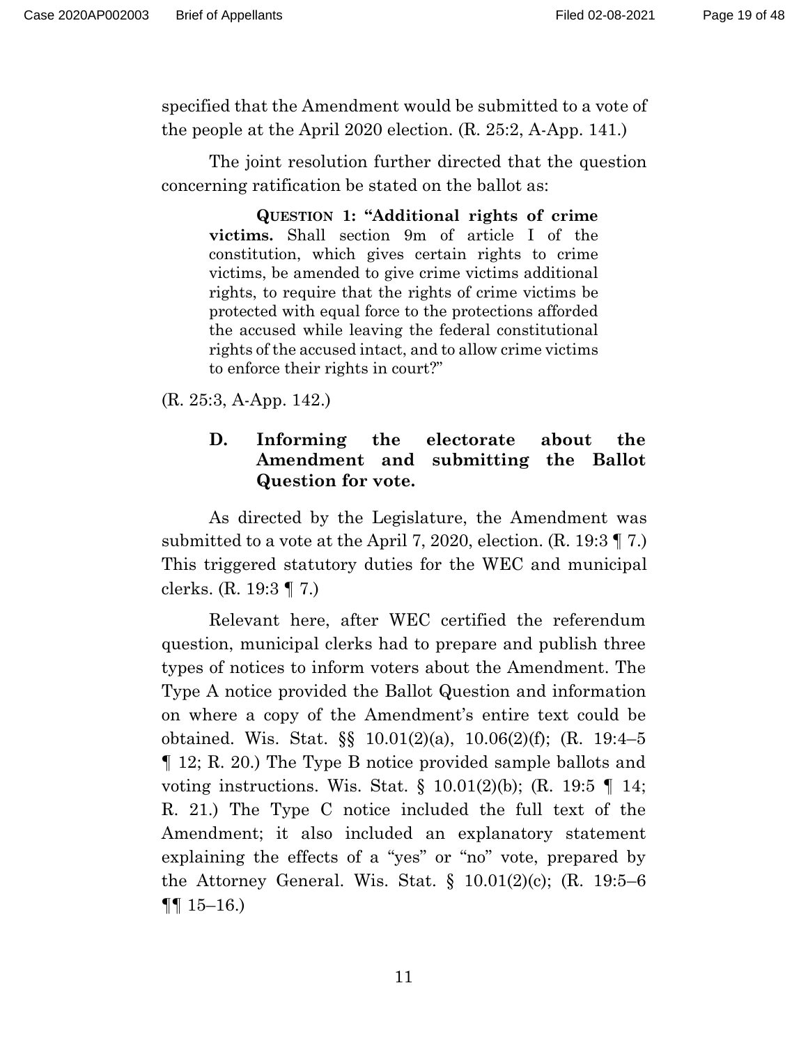specified that the Amendment would be submitted to a vote of the people at the April 2020 election. (R. 25:2, A-App. 141.)

The joint resolution further directed that the question concerning ratification be stated on the ballot as:

> **QUESTION 1: "Additional rights of crime victims.** Shall section 9m of article I of the constitution, which gives certain rights to crime victims, be amended to give crime victims additional rights, to require that the rights of crime victims be protected with equal force to the protections afforded the accused while leaving the federal constitutional rights of the accused intact, and to allow crime victims to enforce their rights in court?"

(R. 25:3, A-App. 142.)

### D. Informing the electorate about the Amendment and submitting the Ballot Question for vote.

As directed by the Legislature, the Amendment was submitted to a vote at the April 7, 2020, election. (R. 19:3 ¶ 7.) This triggered statutory duties for the WEC and municipal clerks. (R. 19:3 ¶ 7.)

Relevant here, after WEC certified the referendum question, municipal clerks had to prepare and publish three types of notices to inform voters about the Amendment. The Type A notice provided the Ballot Question and information on where a copy of the Amendment's entire text could be obtained. Wis. Stat. §§ 10.01(2)(a), 10.06(2)(f); (R. 19:4–5 ¶ 12; R. 20.) The Type B notice provided sample ballots and voting instructions. Wis. Stat. § 10.01(2)(b); (R. 19:5 ¶ 14; R. 21.) The Type C notice included the full text of the Amendment; it also included an explanatory statement explaining the effects of a "yes" or "no" vote, prepared by the Attorney General. Wis. Stat. § 10.01(2)(c); (R. 19:5–6 ¶¶ 15–16.)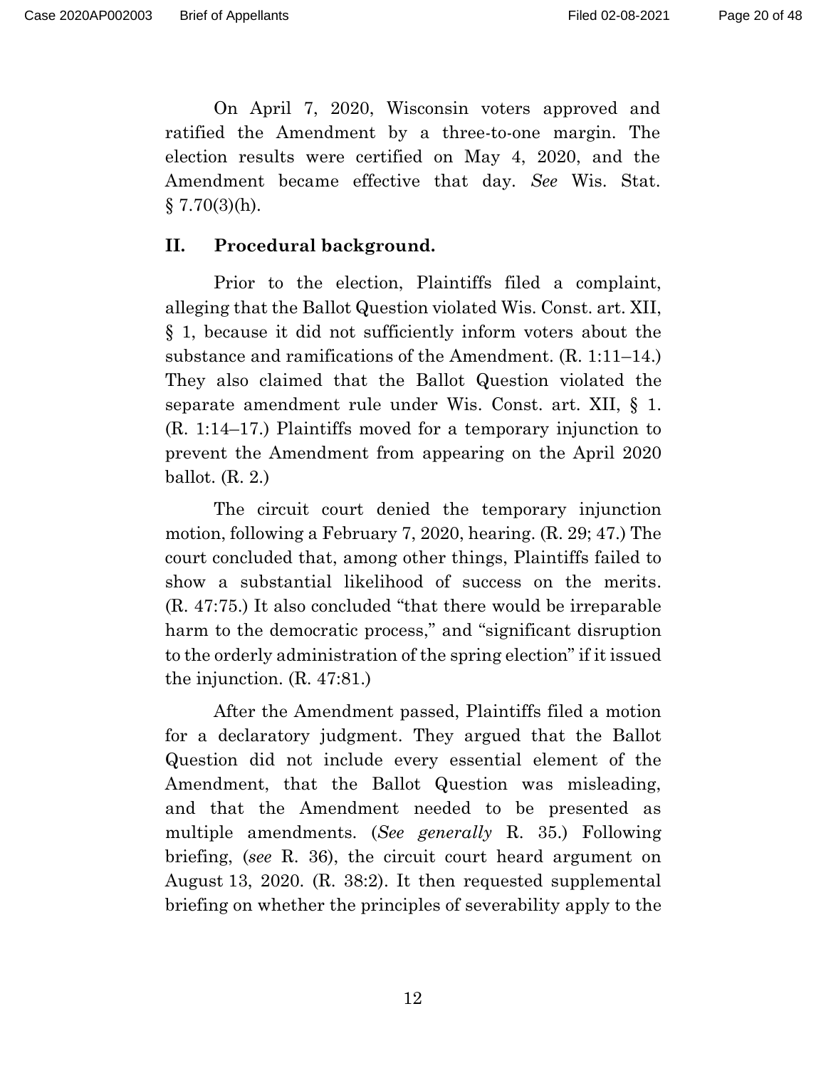On April 7, 2020, Wisconsin voters approved and ratified the Amendment by a three-to-one margin. The election results were certified on May 4, 2020, and the Amendment became effective that day. *See* Wis. Stat. § 7.70(3)(h).

## II. Procedural background.

Prior to the election, Plaintiffs filed a complaint, alleging that the Ballot Question violated Wis. Const. art. XII, § 1, because it did not sufficiently inform voters about the substance and ramifications of the Amendment. (R. 1:11–14.) They also claimed that the Ballot Question violated the separate amendment rule under Wis. Const. art. XII, § 1. (R. 1:14–17.) Plaintiffs moved for a temporary injunction to prevent the Amendment from appearing on the April 2020 ballot. (R. 2.)

The circuit court denied the temporary injunction motion, following a February 7, 2020, hearing. (R. 29; 47.) The court concluded that, among other things, Plaintiffs failed to show a substantial likelihood of success on the merits. (R. 47:75.) It also concluded "that there would be irreparable harm to the democratic process," and "significant disruption to the orderly administration of the spring election" if it issued the injunction. (R. 47:81.)

After the Amendment passed, Plaintiffs filed a motion for a declaratory judgment. They argued that the Ballot Question did not include every essential element of the Amendment, that the Ballot Question was misleading, and that the Amendment needed to be presented as multiple amendments. (*See generally* R. 35.) Following briefing, (*see* R. 36), the circuit court heard argument on August 13, 2020. (R. 38:2). It then requested supplemental briefing on whether the principles of severability apply to the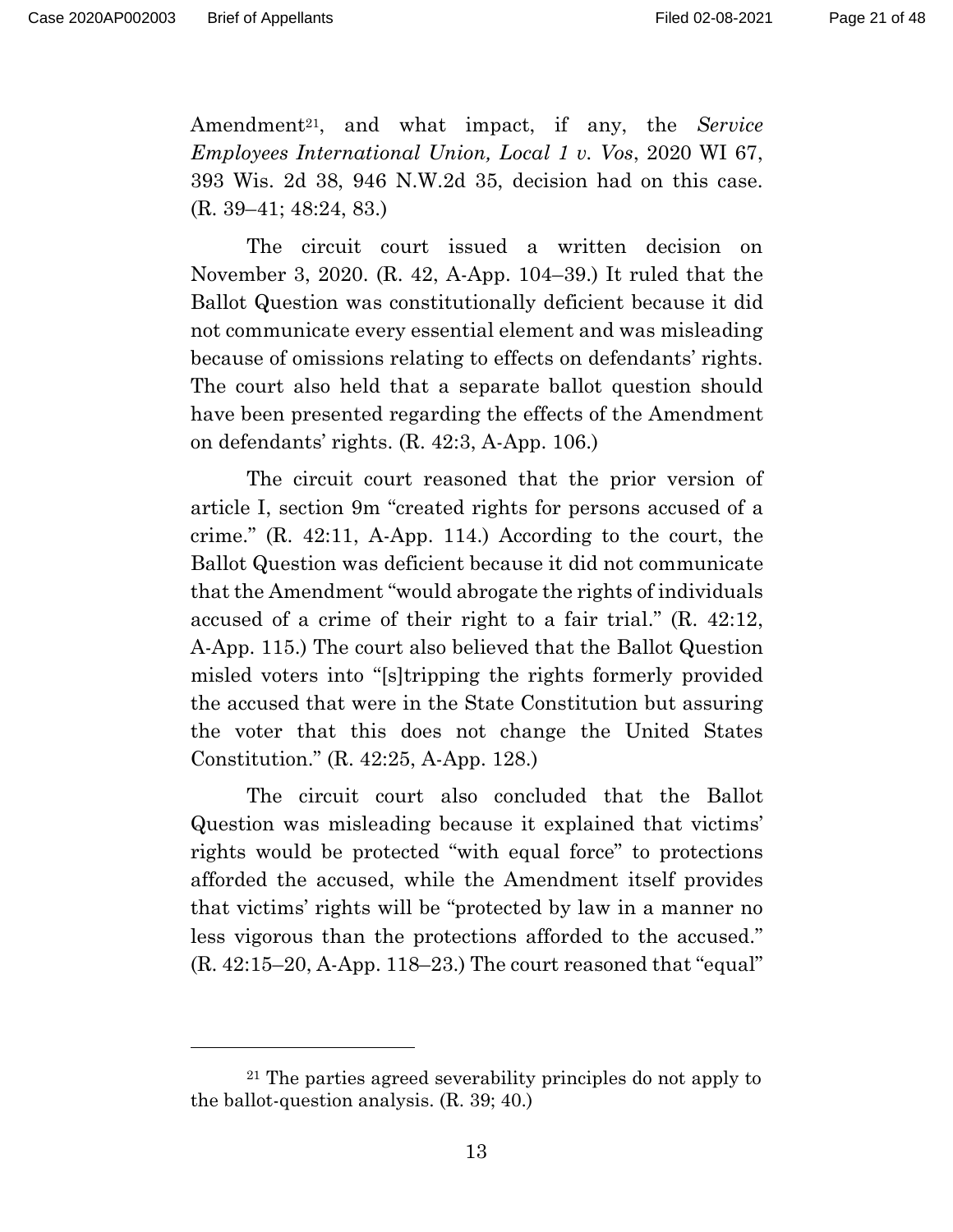Amendment[21], and what impact, if any, the *Service Employees International Union, Local 1 v. Vos*, 2020 WI 67, 393 Wis. 2d 38, 946 N.W.2d 35, decision had on this case. (R. 39–41; 48:24, 83.)

The circuit court issued a written decision on November 3, 2020. (R. 42, A-App. 104–39.) It ruled that the Ballot Question was constitutionally deficient because it did not communicate every essential element and was misleading because of omissions relating to effects on defendants' rights. The court also held that a separate ballot question should have been presented regarding the effects of the Amendment on defendants' rights. (R. 42:3, A-App. 106.)

The circuit court reasoned that the prior version of article I, section 9m "created rights for persons accused of a crime." (R. 42:11, A-App. 114.) According to the court, the Ballot Question was deficient because it did not communicate that the Amendment "would abrogate the rights of individuals accused of a crime of their right to a fair trial." (R. 42:12, A-App. 115.) The court also believed that the Ballot Question misled voters into "[s]tripping the rights formerly provided the accused that were in the State Constitution but assuring the voter that this does not change the United States Constitution." (R. 42:25, A-App. 128.)

The circuit court also concluded that the Ballot Question was misleading because it explained that victims' rights would be protected "with equal force" to protections afforded the accused, while the Amendment itself provides that victims' rights will be "protected by law in a manner no less vigorous than the protections afforded to the accused." (R. 42:15–20, A-App. 118–23.) The court reasoned that "equal"

---

[21] The parties agreed severability principles do not apply to the ballot-question analysis. (R. 39; 40.)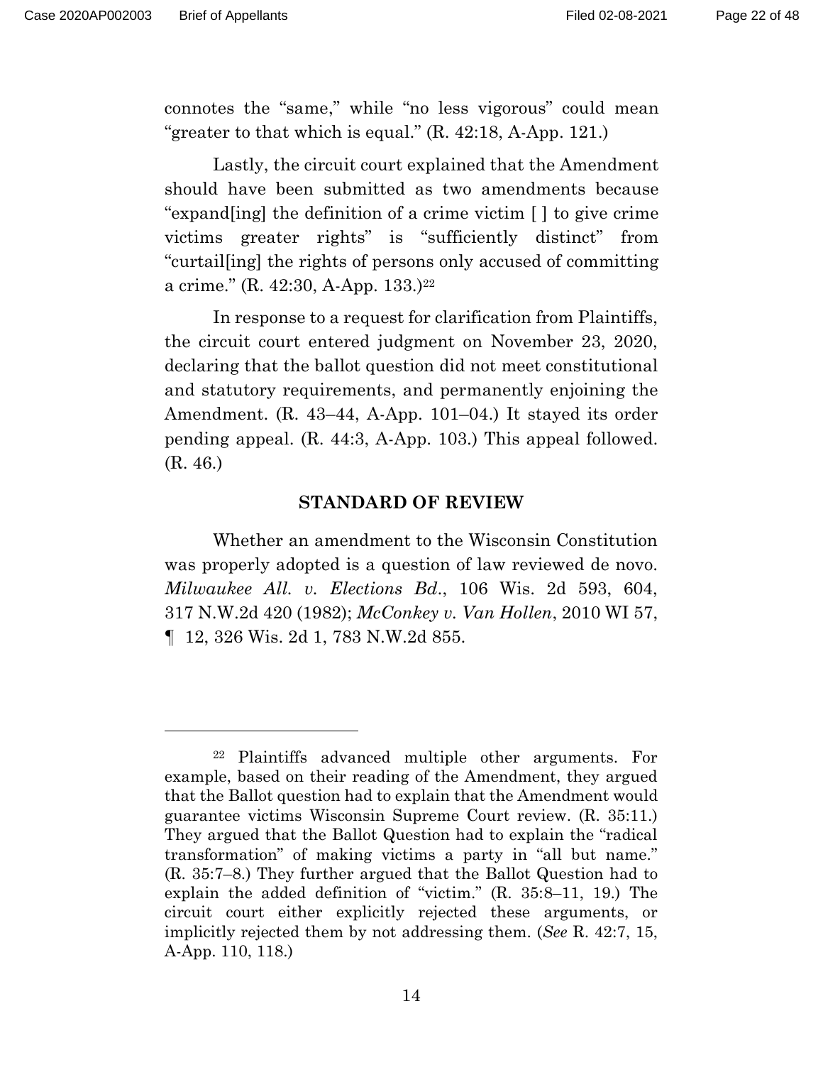connotes the "same," while "no less vigorous" could mean "greater to that which is equal." (R. 42:18, A-App. 121.)

Lastly, the circuit court explained that the Amendment should have been submitted as two amendments because "expand[ing] the definition of a crime victim [ ] to give crime victims greater rights" is "sufficiently distinct" from "curtail[ing] the rights of persons only accused of committing a crime." (R. 42:30, A-App. 133.)[22]

In response to a request for clarification from Plaintiffs, the circuit court entered judgment on November 23, 2020, declaring that the ballot question did not meet constitutional and statutory requirements, and permanently enjoining the Amendment. (R. 43–44, A-App. 101–04.) It stayed its order pending appeal. (R. 44:3, A-App. 103.) This appeal followed. (R. 46.)

## STANDARD OF REVIEW

Whether an amendment to the Wisconsin Constitution was properly adopted is a question of law reviewed de novo. *Milwaukee All. v. Elections Bd.*, 106 Wis. 2d 593, 604, 317 N.W.2d 420 (1982); *McConkey v. Van Hollen*, 2010 WI 57, ¶ 12, 326 Wis. 2d 1, 783 N.W.2d 855.

---

[22] Plaintiffs advanced multiple other arguments. For example, based on their reading of the Amendment, they argued that the Ballot question had to explain that the Amendment would guarantee victims Wisconsin Supreme Court review. (R. 35:11.) They argued that the Ballot Question had to explain the "radical transformation" of making victims a party in "all but name." (R. 35:7–8.) They further argued that the Ballot Question had to explain the added definition of "victim." (R. 35:8–11, 19.) The circuit court either explicitly rejected these arguments, or implicitly rejected them by not addressing them. (*See* R. 42:7, 15, A-App. 110, 118.)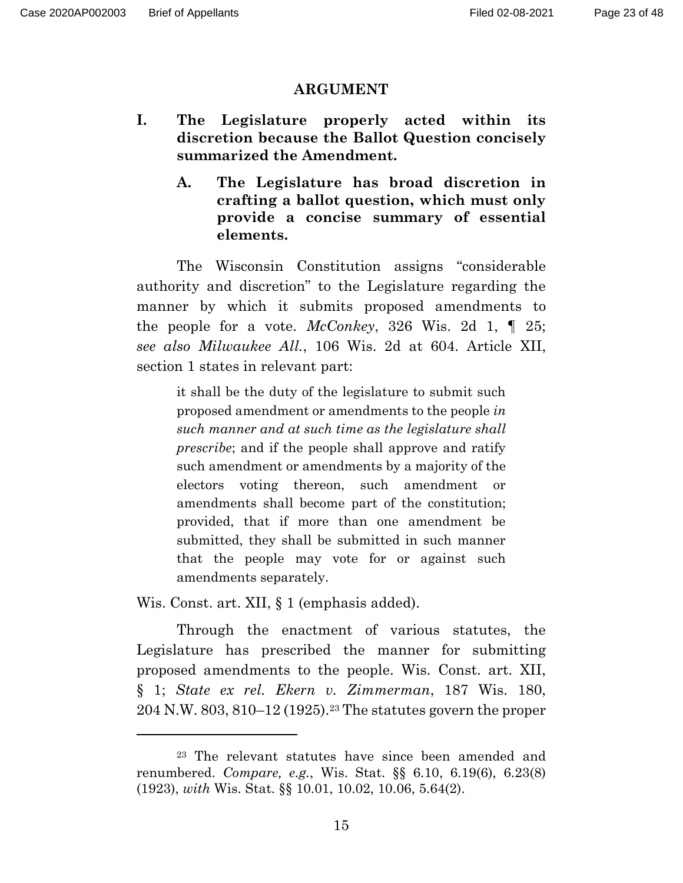## ARGUMENT

### I. The Legislature properly acted within its discretion because the Ballot Question concisely summarized the Amendment.

#### A. The Legislature has broad discretion in crafting a ballot question, which must only provide a concise summary of essential elements.

The Wisconsin Constitution assigns "considerable authority and discretion" to the Legislature regarding the manner by which it submits proposed amendments to the people for a vote. *McConkey*, 326 Wis. 2d 1, ¶ 25; *see also Milwaukee All.*, 106 Wis. 2d at 604. Article XII, section 1 states in relevant part:

> it shall be the duty of the legislature to submit such proposed amendment or amendments to the people *in such manner and at such time as the legislature shall prescribe*; and if the people shall approve and ratify such amendment or amendments by a majority of the electors voting thereon, such amendment or amendments shall become part of the constitution; provided, that if more than one amendment be submitted, they shall be submitted in such manner that the people may vote for or against such amendments separately.

Wis. Const. art. XII, § 1 (emphasis added).

Through the enactment of various statutes, the Legislature has prescribed the manner for submitting proposed amendments to the people. Wis. Const. art. XII, § 1; *State ex rel. Ekern v. Zimmerman*, 187 Wis. 180, 204 N.W. 803, 810–12 (1925).[23] The statutes govern the proper

[23] The relevant statutes have since been amended and renumbered. *Compare, e.g.*, Wis. Stat. §§ 6.10, 6.19(6), 6.23(8) (1923), *with* Wis. Stat. §§ 10.01, 10.02, 10.06, 5.64(2).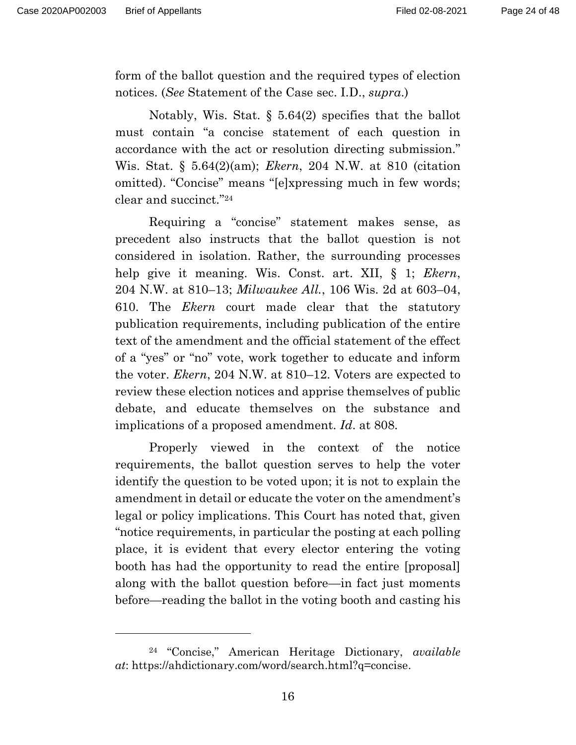form of the ballot question and the required types of election notices. (*See* Statement of the Case sec. I.D., *supra*.)

Notably, Wis. Stat. § 5.64(2) specifies that the ballot must contain "a concise statement of each question in accordance with the act or resolution directing submission." Wis. Stat. § 5.64(2)(am); *Ekern*, 204 N.W. at 810 (citation omitted). "Concise" means "[e]xpressing much in few words; clear and succinct."[24]

Requiring a "concise" statement makes sense, as precedent also instructs that the ballot question is not considered in isolation. Rather, the surrounding processes help give it meaning. Wis. Const. art. XII, § 1; *Ekern*, 204 N.W. at 810–13; *Milwaukee All.*, 106 Wis. 2d at 603–04, 610. The *Ekern* court made clear that the statutory publication requirements, including publication of the entire text of the amendment and the official statement of the effect of a "yes" or "no" vote, work together to educate and inform the voter. *Ekern*, 204 N.W. at 810–12. Voters are expected to review these election notices and apprise themselves of public debate, and educate themselves on the substance and implications of a proposed amendment. *Id*. at 808.

Properly viewed in the context of the notice requirements, the ballot question serves to help the voter identify the question to be voted upon; it is not to explain the amendment in detail or educate the voter on the amendment's legal or policy implications. This Court has noted that, given "notice requirements, in particular the posting at each polling place, it is evident that every elector entering the voting booth has had the opportunity to read the entire [proposal] along with the ballot question before—in fact just moments before—reading the ballot in the voting booth and casting his

---

[24] "Concise," American Heritage Dictionary, *available at*: https://ahdictionary.com/word/search.html?q=concise.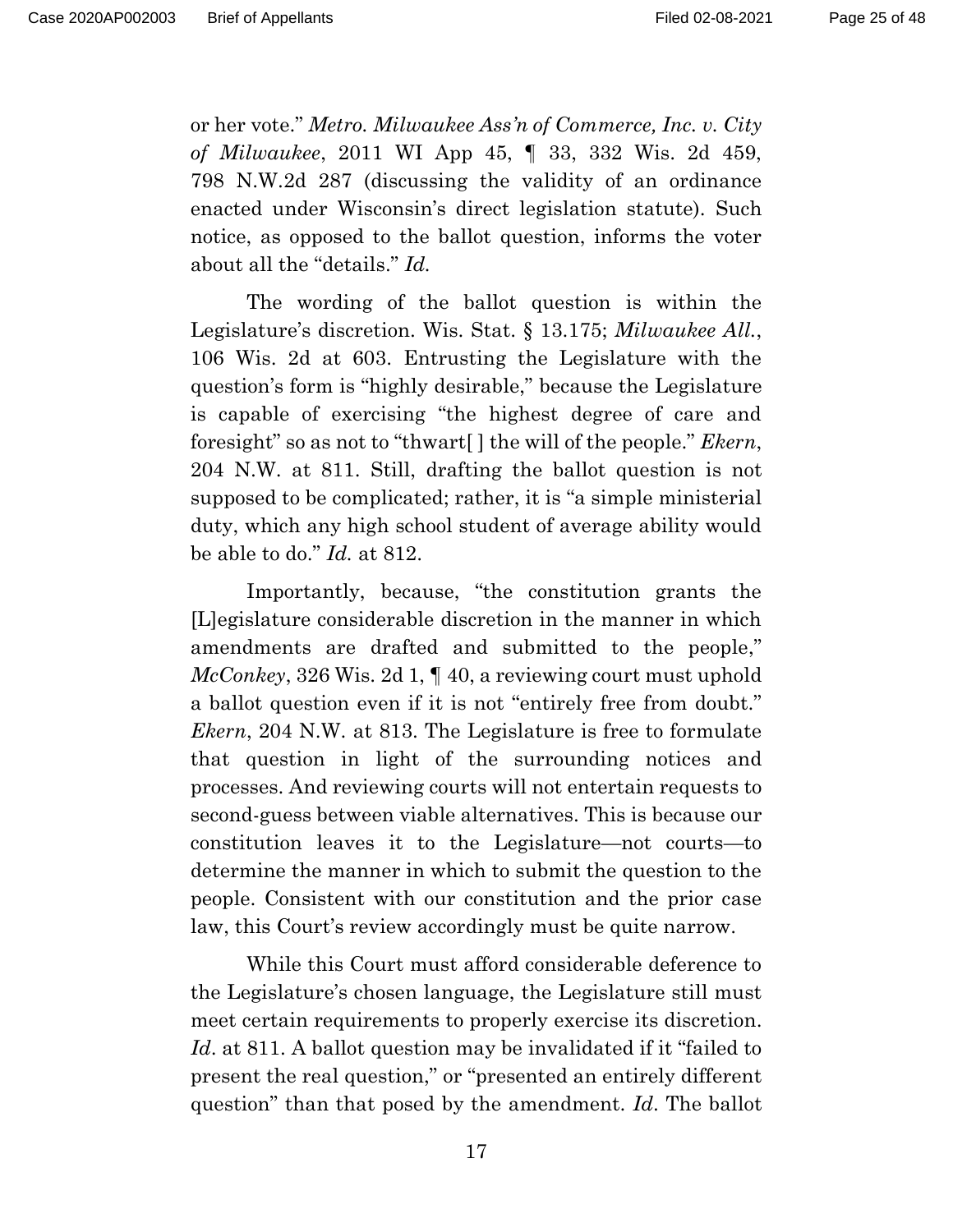or her vote." *Metro. Milwaukee Ass'n of Commerce, Inc. v. City of Milwaukee*, 2011 WI App 45, ¶ 33, 332 Wis. 2d 459, 798 N.W.2d 287 (discussing the validity of an ordinance enacted under Wisconsin's direct legislation statute). Such notice, as opposed to the ballot question, informs the voter about all the "details." *Id.*

The wording of the ballot question is within the Legislature's discretion. Wis. Stat. § 13.175; *Milwaukee All.*, 106 Wis. 2d at 603. Entrusting the Legislature with the question's form is "highly desirable," because the Legislature is capable of exercising "the highest degree of care and foresight" so as not to "thwart[ ] the will of the people." *Ekern*, 204 N.W. at 811. Still, drafting the ballot question is not supposed to be complicated; rather, it is "a simple ministerial duty, which any high school student of average ability would be able to do." *Id.* at 812.

Importantly, because, "the constitution grants the [L]egislature considerable discretion in the manner in which amendments are drafted and submitted to the people," *McConkey*, 326 Wis. 2d 1, ¶ 40, a reviewing court must uphold a ballot question even if it is not "entirely free from doubt." *Ekern*, 204 N.W. at 813. The Legislature is free to formulate that question in light of the surrounding notices and processes. And reviewing courts will not entertain requests to second-guess between viable alternatives. This is because our constitution leaves it to the Legislature—not courts—to determine the manner in which to submit the question to the people. Consistent with our constitution and the prior case law, this Court's review accordingly must be quite narrow.

While this Court must afford considerable deference to the Legislature's chosen language, the Legislature still must meet certain requirements to properly exercise its discretion. *Id*. at 811. A ballot question may be invalidated if it "failed to present the real question," or "presented an entirely different question" than that posed by the amendment. *Id*. The ballot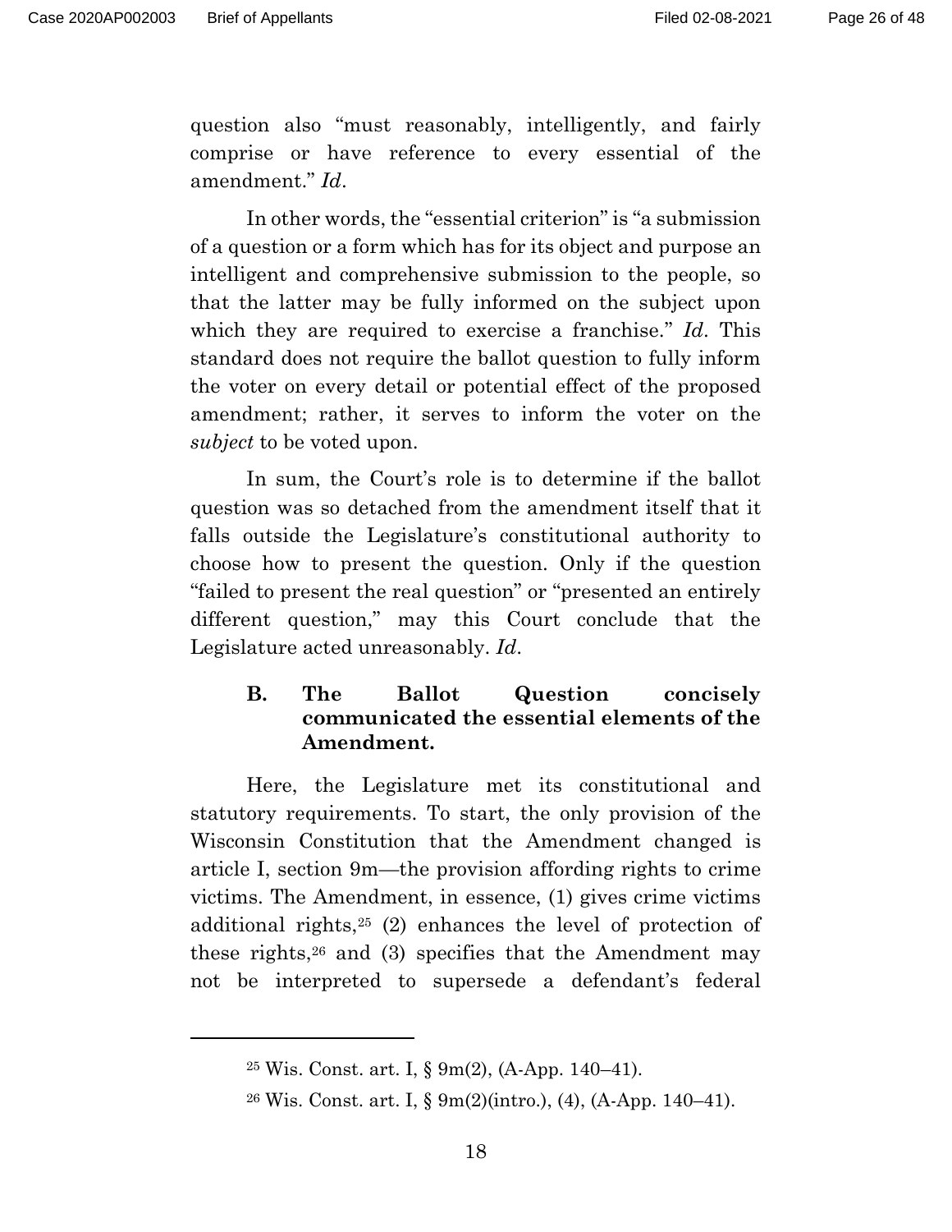question also "must reasonably, intelligently, and fairly comprise or have reference to every essential of the amendment." *Id*.

In other words, the "essential criterion" is "a submission of a question or a form which has for its object and purpose an intelligent and comprehensive submission to the people, so that the latter may be fully informed on the subject upon which they are required to exercise a franchise." *Id*. This standard does not require the ballot question to fully inform the voter on every detail or potential effect of the proposed amendment; rather, it serves to inform the voter on the *subject* to be voted upon.

In sum, the Court's role is to determine if the ballot question was so detached from the amendment itself that it falls outside the Legislature's constitutional authority to choose how to present the question. Only if the question "failed to present the real question" or "presented an entirely different question," may this Court conclude that the Legislature acted unreasonably. *Id*.

### B. The Ballot Question concisely communicated the essential elements of the Amendment.

Here, the Legislature met its constitutional and statutory requirements. To start, the only provision of the Wisconsin Constitution that the Amendment changed is article I, section 9m—the provision affording rights to crime victims. The Amendment, in essence, (1) gives crime victims additional rights,[25] (2) enhances the level of protection of these rights,[26] and (3) specifies that the Amendment may not be interpreted to supersede a defendant's federal

---

[25] Wis. Const. art. I, § 9m(2), (A-App. 140–41).

[26] Wis. Const. art. I, § 9m(2)(intro.), (4), (A-App. 140–41).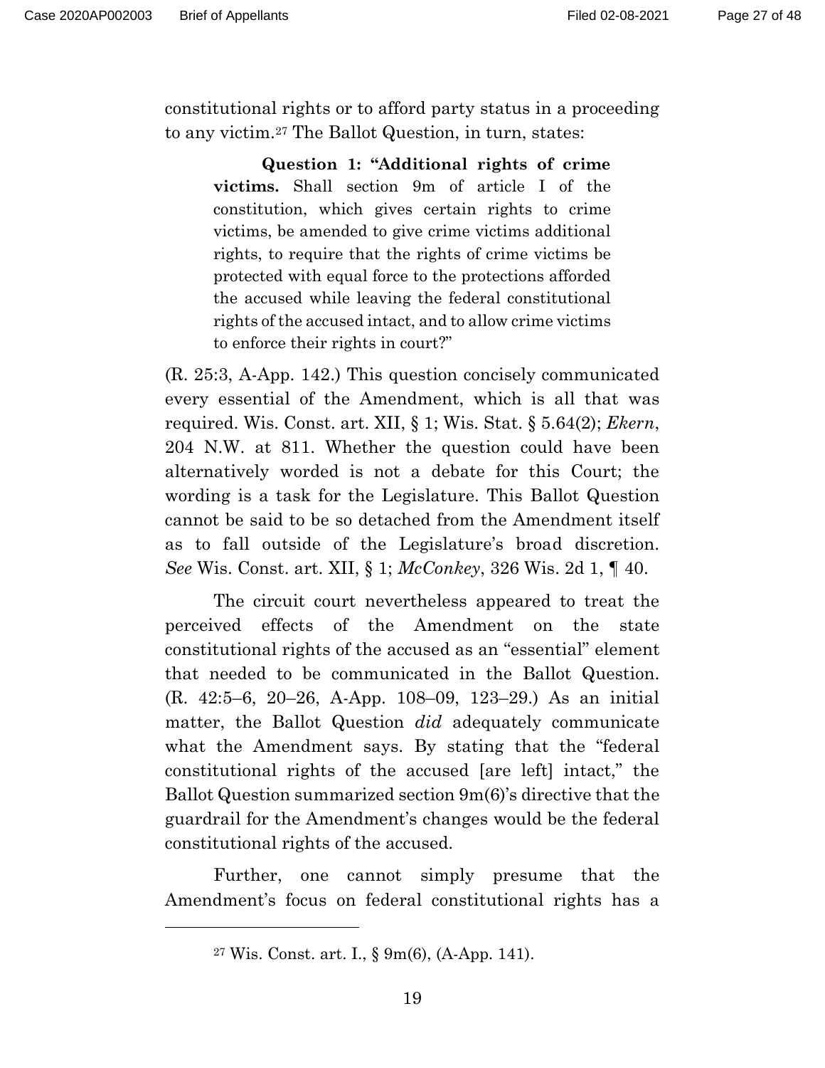constitutional rights or to afford party status in a proceeding to any victim.[27] The Ballot Question, in turn, states:

> **Question 1: "Additional rights of crime victims.** Shall section 9m of article I of the constitution, which gives certain rights to crime victims, be amended to give crime victims additional rights, to require that the rights of crime victims be protected with equal force to the protections afforded the accused while leaving the federal constitutional rights of the accused intact, and to allow crime victims to enforce their rights in court?"

(R. 25:3, A-App. 142.) This question concisely communicated every essential of the Amendment, which is all that was required. Wis. Const. art. XII, § 1; Wis. Stat. § 5.64(2); *Ekern*, 204 N.W. at 811. Whether the question could have been alternatively worded is not a debate for this Court; the wording is a task for the Legislature. This Ballot Question cannot be said to be so detached from the Amendment itself as to fall outside of the Legislature's broad discretion. *See* Wis. Const. art. XII, § 1; *McConkey*, 326 Wis. 2d 1, ¶ 40.

The circuit court nevertheless appeared to treat the perceived effects of the Amendment on the state constitutional rights of the accused as an "essential" element that needed to be communicated in the Ballot Question. (R. 42:5–6, 20–26, A-App. 108–09, 123–29.) As an initial matter, the Ballot Question *did* adequately communicate what the Amendment says. By stating that the "federal constitutional rights of the accused [are left] intact," the Ballot Question summarized section 9m(6)'s directive that the guardrail for the Amendment's changes would be the federal constitutional rights of the accused.

Further, one cannot simply presume that the Amendment's focus on federal constitutional rights has a

---

[27] Wis. Const. art. I., § 9m(6), (A-App. 141).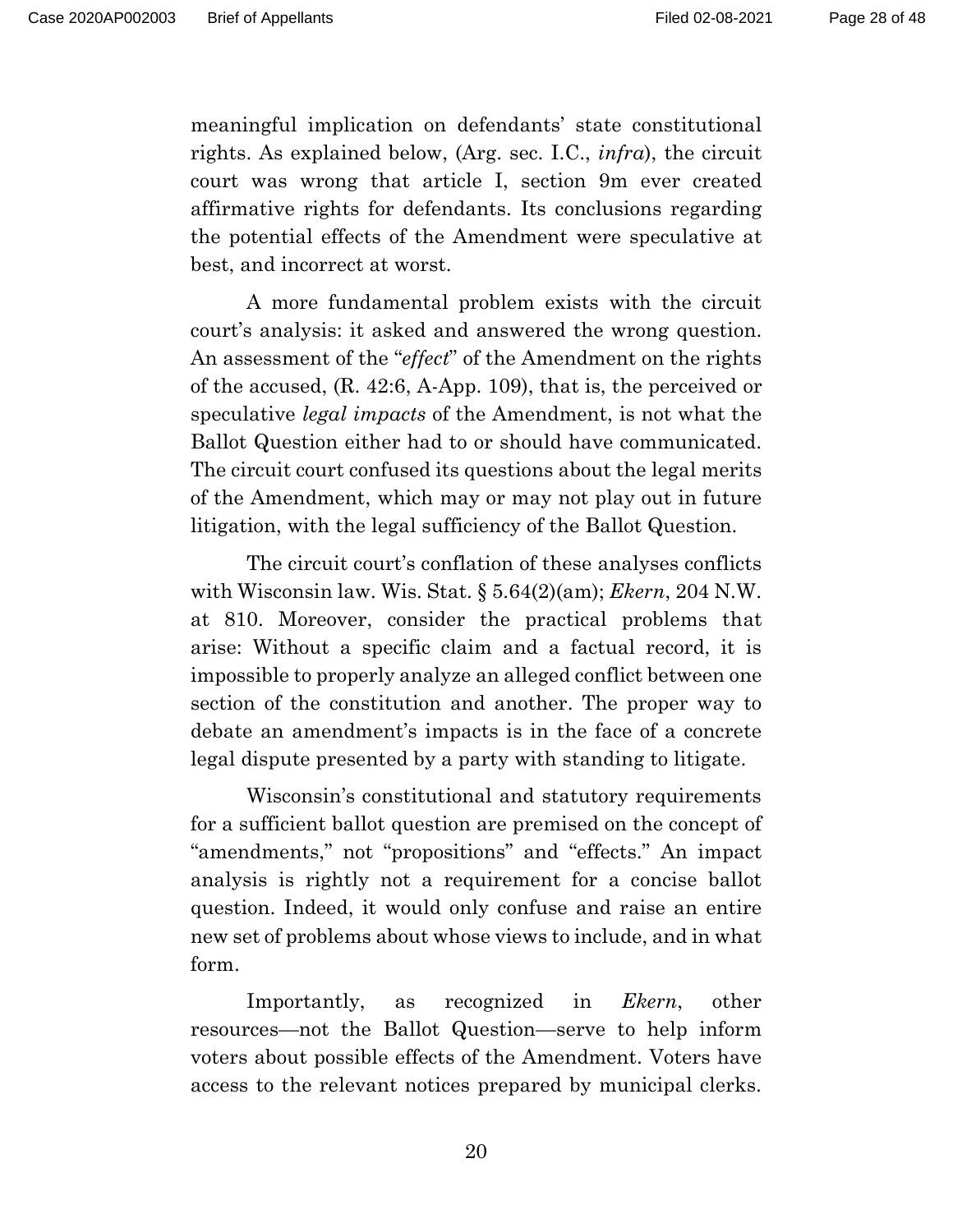meaningful implication on defendants' state constitutional rights. As explained below, (Arg. sec. I.C., *infra*), the circuit court was wrong that article I, section 9m ever created affirmative rights for defendants. Its conclusions regarding the potential effects of the Amendment were speculative at best, and incorrect at worst.

A more fundamental problem exists with the circuit court's analysis: it asked and answered the wrong question. An assessment of the "*effect*" of the Amendment on the rights of the accused, (R. 42:6, A-App. 109), that is, the perceived or speculative *legal impacts* of the Amendment, is not what the Ballot Question either had to or should have communicated. The circuit court confused its questions about the legal merits of the Amendment, which may or may not play out in future litigation, with the legal sufficiency of the Ballot Question.

The circuit court's conflation of these analyses conflicts with Wisconsin law. Wis. Stat. § 5.64(2)(am); *Ekern*, 204 N.W. at 810. Moreover, consider the practical problems that arise: Without a specific claim and a factual record, it is impossible to properly analyze an alleged conflict between one section of the constitution and another. The proper way to debate an amendment's impacts is in the face of a concrete legal dispute presented by a party with standing to litigate.

Wisconsin's constitutional and statutory requirements for a sufficient ballot question are premised on the concept of "amendments," not "propositions" and "effects." An impact analysis is rightly not a requirement for a concise ballot question. Indeed, it would only confuse and raise an entire new set of problems about whose views to include, and in what form.

Importantly, as recognized in *Ekern*, other resources—not the Ballot Question—serve to help inform voters about possible effects of the Amendment. Voters have access to the relevant notices prepared by municipal clerks.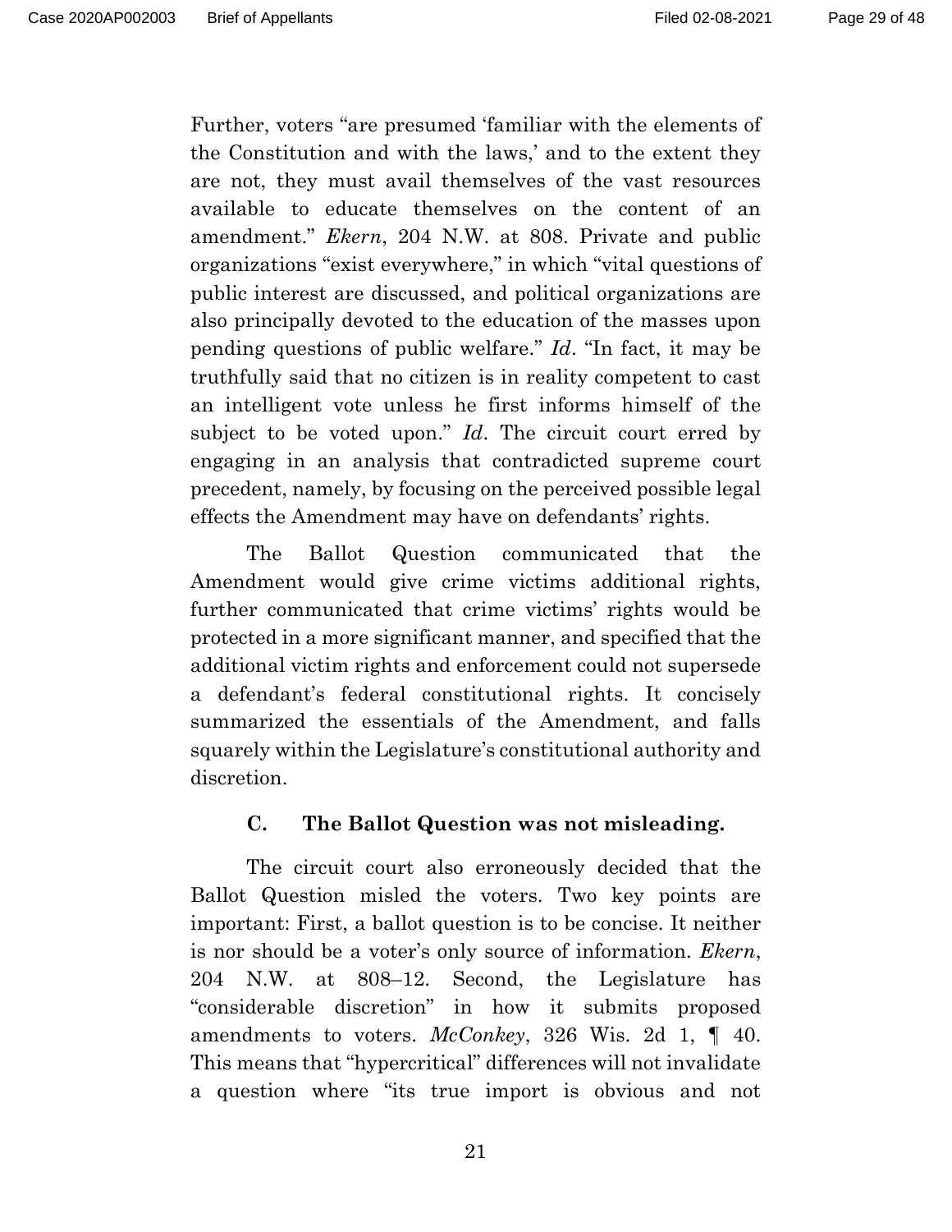Further, voters "are presumed 'familiar with the elements of the Constitution and with the laws,' and to the extent they are not, they must avail themselves of the vast resources available to educate themselves on the content of an amendment." *Ekern*, 204 N.W. at 808. Private and public organizations "exist everywhere," in which "vital questions of public interest are discussed, and political organizations are also principally devoted to the education of the masses upon pending questions of public welfare." *Id*. "In fact, it may be truthfully said that no citizen is in reality competent to cast an intelligent vote unless he first informs himself of the subject to be voted upon." *Id*. The circuit court erred by engaging in an analysis that contradicted supreme court precedent, namely, by focusing on the perceived possible legal effects the Amendment may have on defendants' rights.

The Ballot Question communicated that the Amendment would give crime victims additional rights, further communicated that crime victims' rights would be protected in a more significant manner, and specified that the additional victim rights and enforcement could not supersede a defendant's federal constitutional rights. It concisely summarized the essentials of the Amendment, and falls squarely within the Legislature's constitutional authority and discretion.

### C. The Ballot Question was not misleading.

The circuit court also erroneously decided that the Ballot Question misled the voters. Two key points are important: First, a ballot question is to be concise. It neither is nor should be a voter's only source of information. *Ekern*, 204 N.W. at 808–12. Second, the Legislature has "considerable discretion" in how it submits proposed amendments to voters. *McConkey*, 326 Wis. 2d 1, ¶ 40. This means that "hypercritical" differences will not invalidate a question where "its true import is obvious and not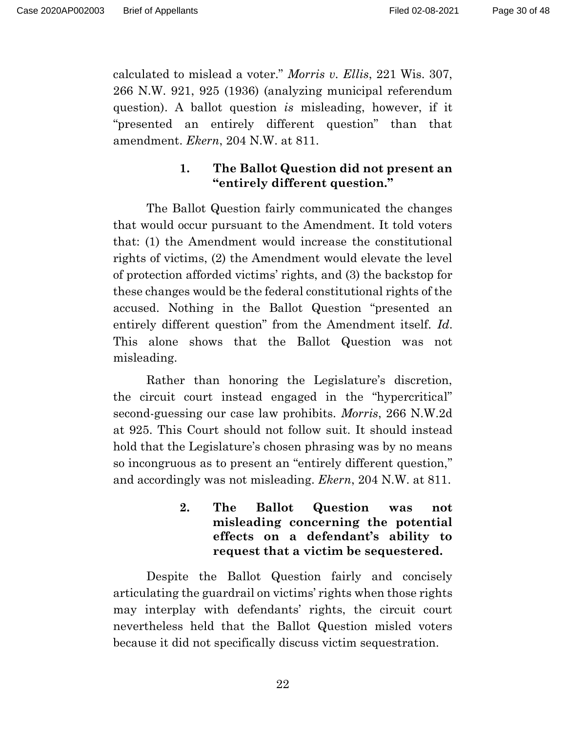calculated to mislead a voter." *Morris v. Ellis*, 221 Wis. 307, 266 N.W. 921, 925 (1936) (analyzing municipal referendum question). A ballot question *is* misleading, however, if it "presented an entirely different question" than that amendment. *Ekern*, 204 N.W. at 811.

#### 1. The Ballot Question did not present an "entirely different question."

The Ballot Question fairly communicated the changes that would occur pursuant to the Amendment. It told voters that: (1) the Amendment would increase the constitutional rights of victims, (2) the Amendment would elevate the level of protection afforded victims' rights, and (3) the backstop for these changes would be the federal constitutional rights of the accused. Nothing in the Ballot Question "presented an entirely different question" from the Amendment itself. *Id*. This alone shows that the Ballot Question was not misleading.

Rather than honoring the Legislature's discretion, the circuit court instead engaged in the "hypercritical" second-guessing our case law prohibits. *Morris*, 266 N.W.2d at 925. This Court should not follow suit. It should instead hold that the Legislature's chosen phrasing was by no means so incongruous as to present an "entirely different question," and accordingly was not misleading. *Ekern*, 204 N.W. at 811.

#### 2. The Ballot Question was not misleading concerning the potential effects on a defendant's ability to request that a victim be sequestered.

Despite the Ballot Question fairly and concisely articulating the guardrail on victims' rights when those rights may interplay with defendants' rights, the circuit court nevertheless held that the Ballot Question misled voters because it did not specifically discuss victim sequestration.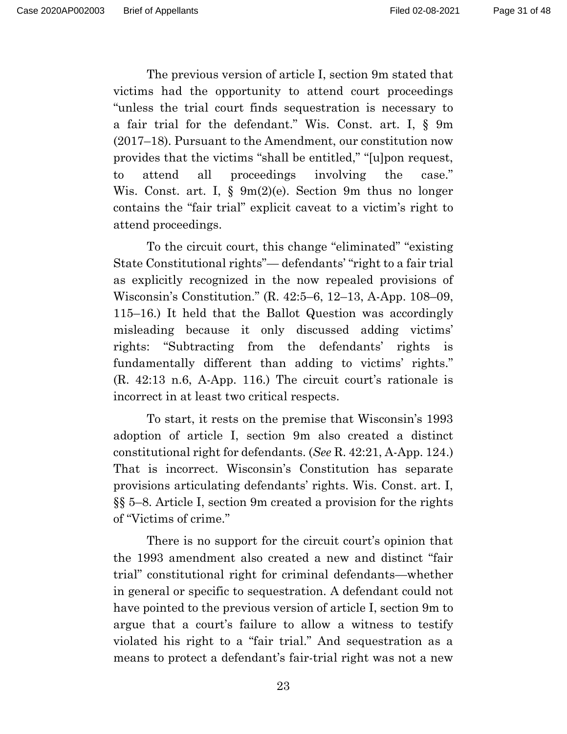The previous version of article I, section 9m stated that victims had the opportunity to attend court proceedings "unless the trial court finds sequestration is necessary to a fair trial for the defendant." Wis. Const. art. I, § 9m (2017–18). Pursuant to the Amendment, our constitution now provides that the victims "shall be entitled," "[u]pon request, to attend all proceedings involving the case." Wis. Const. art. I, § 9m(2)(e). Section 9m thus no longer contains the "fair trial" explicit caveat to a victim's right to attend proceedings.

To the circuit court, this change "eliminated" "existing State Constitutional rights"— defendants' "right to a fair trial as explicitly recognized in the now repealed provisions of Wisconsin's Constitution." (R. 42:5–6, 12–13, A-App. 108–09, 115–16.) It held that the Ballot Question was accordingly misleading because it only discussed adding victims' rights: "Subtracting from the defendants' rights is fundamentally different than adding to victims' rights." (R. 42:13 n.6, A-App. 116.) The circuit court's rationale is incorrect in at least two critical respects.

To start, it rests on the premise that Wisconsin's 1993 adoption of article I, section 9m also created a distinct constitutional right for defendants. (*See* R. 42:21, A-App. 124.) That is incorrect. Wisconsin's Constitution has separate provisions articulating defendants' rights. Wis. Const. art. I, §§ 5–8. Article I, section 9m created a provision for the rights of "Victims of crime."

There is no support for the circuit court's opinion that the 1993 amendment also created a new and distinct "fair trial" constitutional right for criminal defendants—whether in general or specific to sequestration. A defendant could not have pointed to the previous version of article I, section 9m to argue that a court's failure to allow a witness to testify violated his right to a "fair trial." And sequestration as a means to protect a defendant's fair-trial right was not a new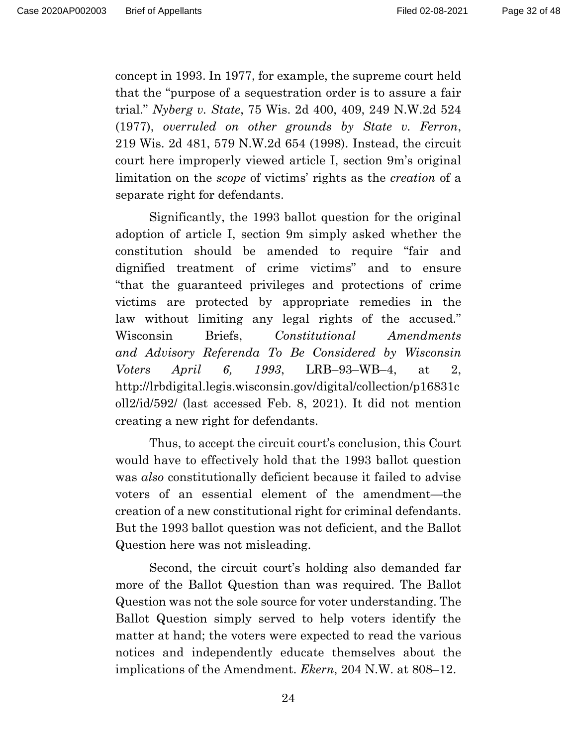concept in 1993. In 1977, for example, the supreme court held that the "purpose of a sequestration order is to assure a fair trial." *Nyberg v. State*, 75 Wis. 2d 400, 409, 249 N.W.2d 524 (1977), *overruled on other grounds by State v. Ferron*, 219 Wis. 2d 481, 579 N.W.2d 654 (1998). Instead, the circuit court here improperly viewed article I, section 9m's original limitation on the *scope* of victims' rights as the *creation* of a separate right for defendants.

Significantly, the 1993 ballot question for the original adoption of article I, section 9m simply asked whether the constitution should be amended to require "fair and dignified treatment of crime victims" and to ensure "that the guaranteed privileges and protections of crime victims are protected by appropriate remedies in the law without limiting any legal rights of the accused." Wisconsin Briefs, *Constitutional Amendments and Advisory Referenda To Be Considered by Wisconsin Voters April 6, 1993*, LRB–93–WB–4, at 2, http://lrbdigital.legis.wisconsin.gov/digital/collection/p16831coll2/id/592/ (last accessed Feb. 8, 2021). It did not mention creating a new right for defendants.

Thus, to accept the circuit court's conclusion, this Court would have to effectively hold that the 1993 ballot question was *also* constitutionally deficient because it failed to advise voters of an essential element of the amendment—the creation of a new constitutional right for criminal defendants. But the 1993 ballot question was not deficient, and the Ballot Question here was not misleading.

Second, the circuit court's holding also demanded far more of the Ballot Question than was required. The Ballot Question was not the sole source for voter understanding. The Ballot Question simply served to help voters identify the matter at hand; the voters were expected to read the various notices and independently educate themselves about the implications of the Amendment. *Ekern*, 204 N.W. at 808–12.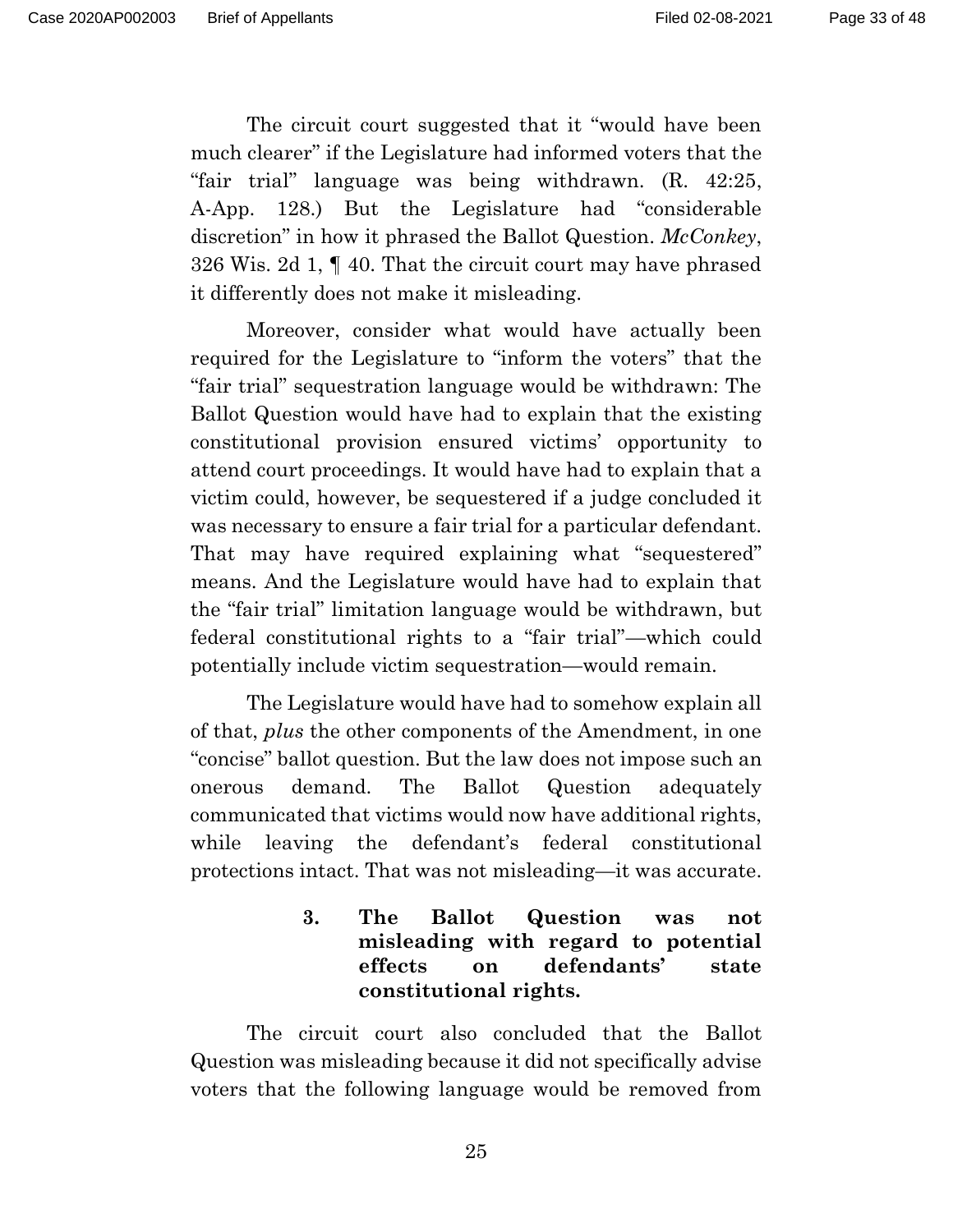The circuit court suggested that it "would have been much clearer" if the Legislature had informed voters that the "fair trial" language was being withdrawn. (R. 42:25, A-App. 128.) But the Legislature had "considerable discretion" in how it phrased the Ballot Question. *McConkey*, 326 Wis. 2d 1, ¶ 40. That the circuit court may have phrased it differently does not make it misleading.

Moreover, consider what would have actually been required for the Legislature to "inform the voters" that the "fair trial" sequestration language would be withdrawn: The Ballot Question would have had to explain that the existing constitutional provision ensured victims' opportunity to attend court proceedings. It would have had to explain that a victim could, however, be sequestered if a judge concluded it was necessary to ensure a fair trial for a particular defendant. That may have required explaining what "sequestered" means. And the Legislature would have had to explain that the "fair trial" limitation language would be withdrawn, but federal constitutional rights to a "fair trial"—which could potentially include victim sequestration—would remain.

The Legislature would have had to somehow explain all of that, *plus* the other components of the Amendment, in one "concise" ballot question. But the law does not impose such an onerous demand. The Ballot Question adequately communicated that victims would now have additional rights, while leaving the defendant's federal constitutional protections intact. That was not misleading—it was accurate.

#### 3. The Ballot Question was not misleading with regard to potential effects on defendants' state constitutional rights.

The circuit court also concluded that the Ballot Question was misleading because it did not specifically advise voters that the following language would be removed from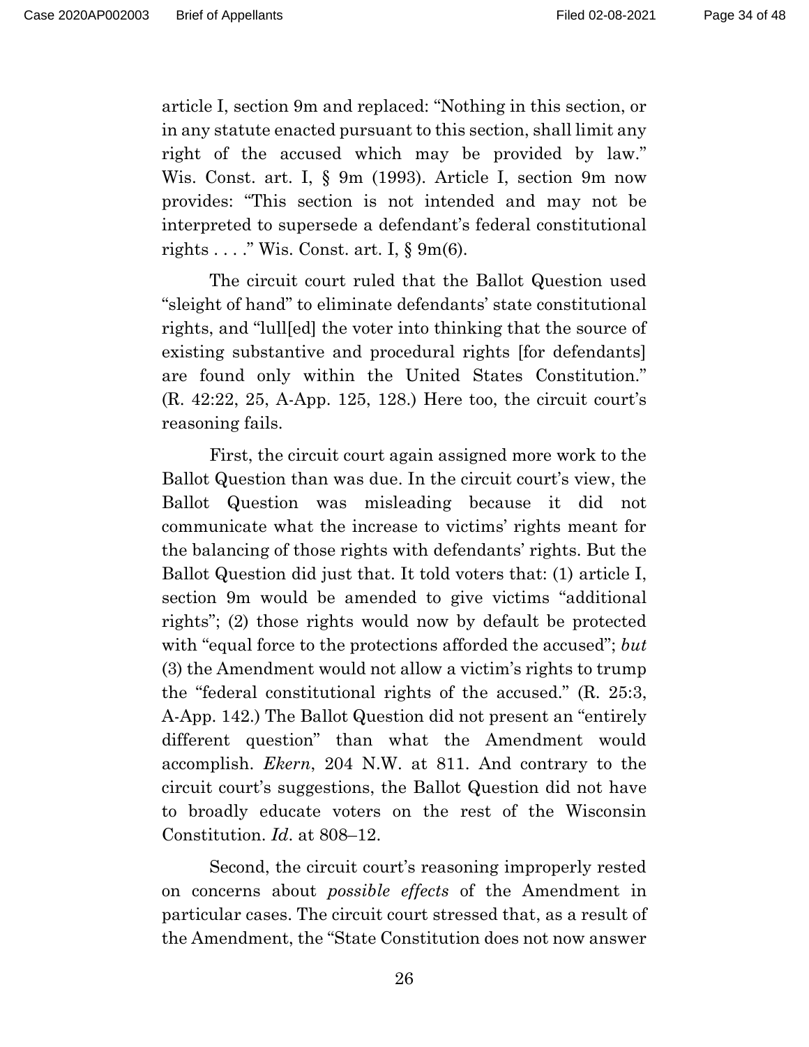article I, section 9m and replaced: "Nothing in this section, or in any statute enacted pursuant to this section, shall limit any right of the accused which may be provided by law." Wis. Const. art. I, § 9m (1993). Article I, section 9m now provides: "This section is not intended and may not be interpreted to supersede a defendant's federal constitutional rights . . . ." Wis. Const. art. I, § 9m(6).

The circuit court ruled that the Ballot Question used "sleight of hand" to eliminate defendants' state constitutional rights, and "lull[ed] the voter into thinking that the source of existing substantive and procedural rights [for defendants] are found only within the United States Constitution." (R. 42:22, 25, A-App. 125, 128.) Here too, the circuit court's reasoning fails.

First, the circuit court again assigned more work to the Ballot Question than was due. In the circuit court's view, the Ballot Question was misleading because it did not communicate what the increase to victims' rights meant for the balancing of those rights with defendants' rights. But the Ballot Question did just that. It told voters that: (1) article I, section 9m would be amended to give victims "additional rights"; (2) those rights would now by default be protected with "equal force to the protections afforded the accused"; *but* (3) the Amendment would not allow a victim's rights to trump the "federal constitutional rights of the accused." (R. 25:3, A-App. 142.) The Ballot Question did not present an "entirely different question" than what the Amendment would accomplish. *Ekern*, 204 N.W. at 811. And contrary to the circuit court's suggestions, the Ballot Question did not have to broadly educate voters on the rest of the Wisconsin Constitution. *Id*. at 808–12.

Second, the circuit court's reasoning improperly rested on concerns about *possible effects* of the Amendment in particular cases. The circuit court stressed that, as a result of the Amendment, the "State Constitution does not now answer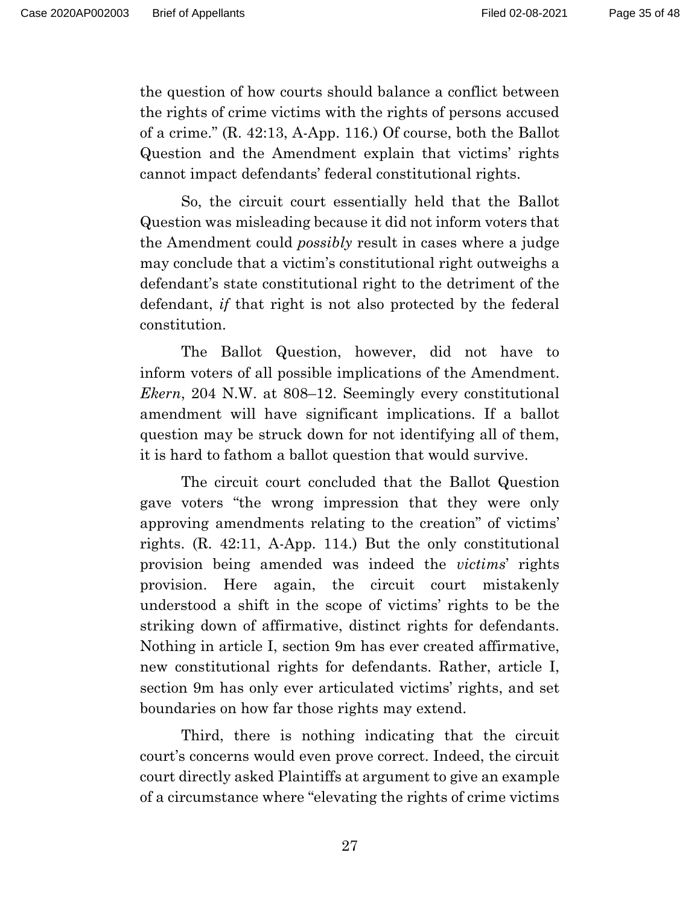the question of how courts should balance a conflict between the rights of crime victims with the rights of persons accused of a crime." (R. 42:13, A-App. 116.) Of course, both the Ballot Question and the Amendment explain that victims' rights cannot impact defendants' federal constitutional rights.

So, the circuit court essentially held that the Ballot Question was misleading because it did not inform voters that the Amendment could *possibly* result in cases where a judge may conclude that a victim's constitutional right outweighs a defendant's state constitutional right to the detriment of the defendant, *if* that right is not also protected by the federal constitution.

The Ballot Question, however, did not have to inform voters of all possible implications of the Amendment. *Ekern*, 204 N.W. at 808–12. Seemingly every constitutional amendment will have significant implications. If a ballot question may be struck down for not identifying all of them, it is hard to fathom a ballot question that would survive.

The circuit court concluded that the Ballot Question gave voters "the wrong impression that they were only approving amendments relating to the creation" of victims' rights. (R. 42:11, A-App. 114.) But the only constitutional provision being amended was indeed the *victims*' rights provision. Here again, the circuit court mistakenly understood a shift in the scope of victims' rights to be the striking down of affirmative, distinct rights for defendants. Nothing in article I, section 9m has ever created affirmative, new constitutional rights for defendants. Rather, article I, section 9m has only ever articulated victims' rights, and set boundaries on how far those rights may extend.

Third, there is nothing indicating that the circuit court's concerns would even prove correct. Indeed, the circuit court directly asked Plaintiffs at argument to give an example of a circumstance where "elevating the rights of crime victims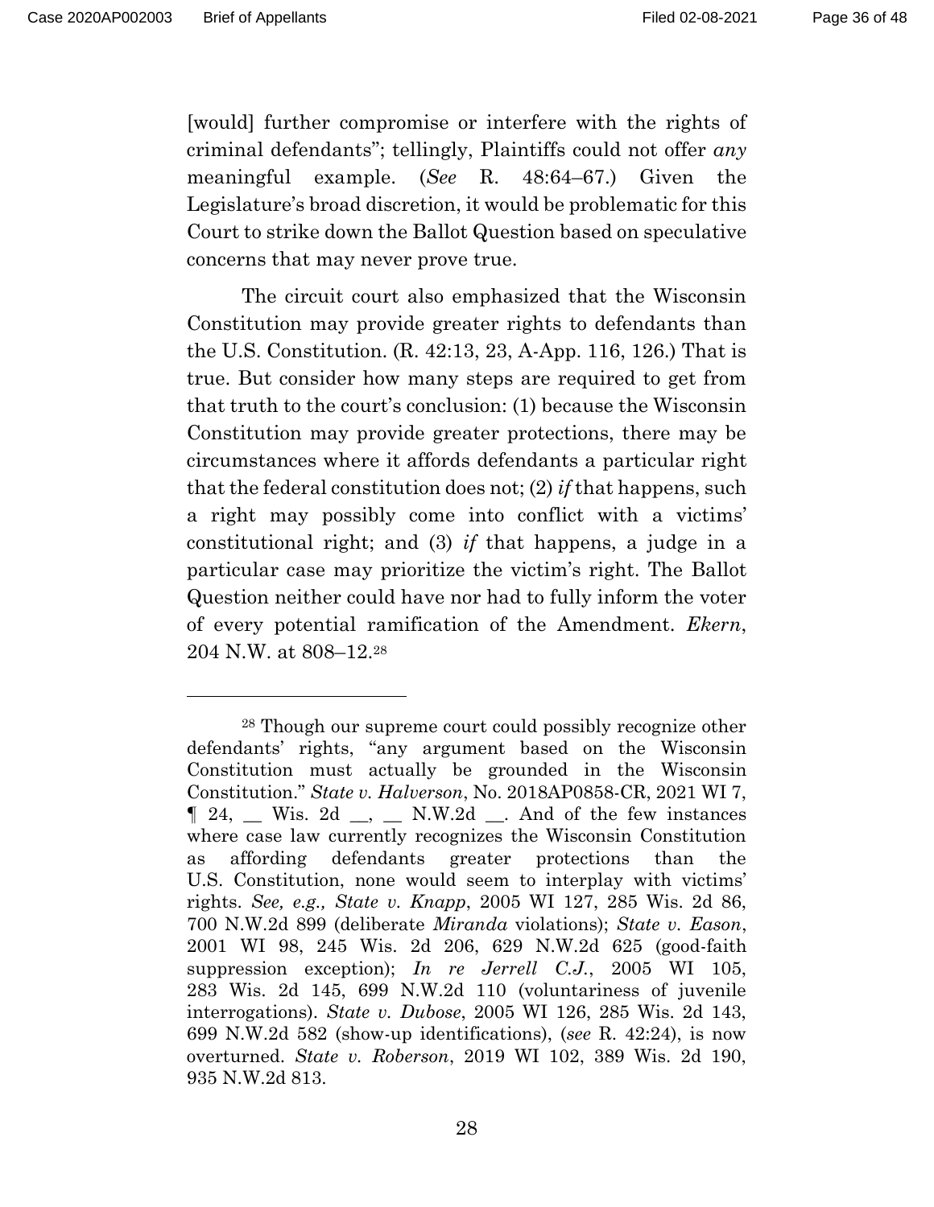[would] further compromise or interfere with the rights of criminal defendants"; tellingly, Plaintiffs could not offer *any* meaningful example. (*See* R. 48:64–67.) Given the Legislature's broad discretion, it would be problematic for this Court to strike down the Ballot Question based on speculative concerns that may never prove true.

The circuit court also emphasized that the Wisconsin Constitution may provide greater rights to defendants than the U.S. Constitution. (R. 42:13, 23, A-App. 116, 126.) That is true. But consider how many steps are required to get from that truth to the court's conclusion: (1) because the Wisconsin Constitution may provide greater protections, there may be circumstances where it affords defendants a particular right that the federal constitution does not; (2) *if* that happens, such a right may possibly come into conflict with a victims' constitutional right; and (3) *if* that happens, a judge in a particular case may prioritize the victim's right. The Ballot Question neither could have nor had to fully inform the voter of every potential ramification of the Amendment. *Ekern*, 204 N.W. at 808–12.[28]

---

[28] Though our supreme court could possibly recognize other defendants' rights, "any argument based on the Wisconsin Constitution must actually be grounded in the Wisconsin Constitution." *State v. Halverson*, No. 2018AP0858-CR, 2021 WI 7, ¶ 24, __ Wis. 2d __, __ N.W.2d __. And of the few instances where case law currently recognizes the Wisconsin Constitution as affording defendants greater protections than the U.S. Constitution, none would seem to interplay with victims' rights. *See, e.g., State v. Knapp*, 2005 WI 127, 285 Wis. 2d 86, 700 N.W.2d 899 (deliberate *Miranda* violations); *State v. Eason*, 2001 WI 98, 245 Wis. 2d 206, 629 N.W.2d 625 (good-faith suppression exception); *In re Jerrell C.J.*, 2005 WI 105, 283 Wis. 2d 145, 699 N.W.2d 110 (voluntariness of juvenile interrogations). *State v. Dubose*, 2005 WI 126, 285 Wis. 2d 143, 699 N.W.2d 582 (show-up identifications), (*see* R. 42:24), is now overturned. *State v. Roberson*, 2019 WI 102, 389 Wis. 2d 190, 935 N.W.2d 813.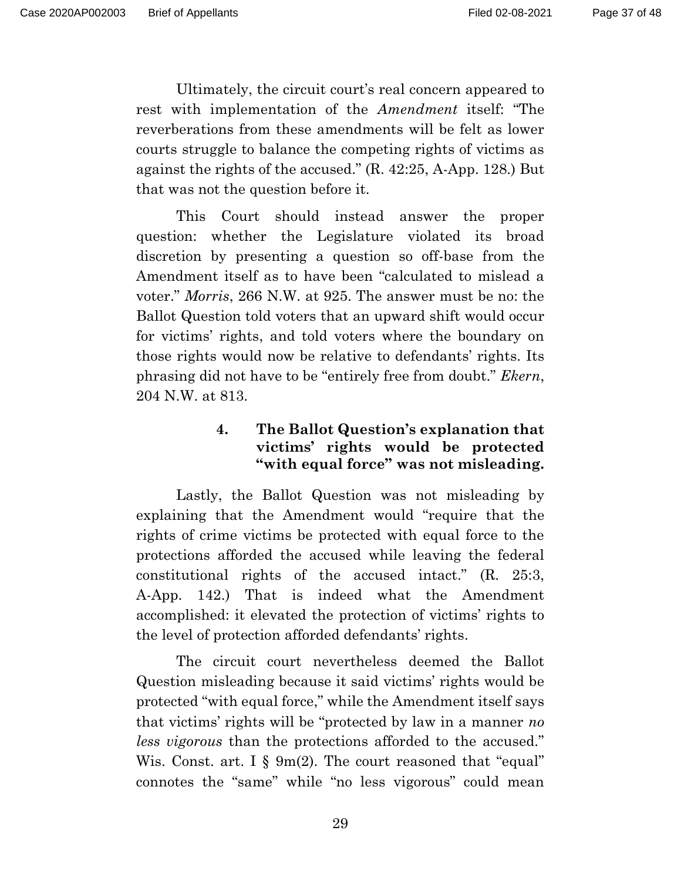Ultimately, the circuit court's real concern appeared to rest with implementation of the *Amendment* itself: "The reverberations from these amendments will be felt as lower courts struggle to balance the competing rights of victims as against the rights of the accused." (R. 42:25, A-App. 128.) But that was not the question before it.

This Court should instead answer the proper question: whether the Legislature violated its broad discretion by presenting a question so off-base from the Amendment itself as to have been "calculated to mislead a voter." *Morris*, 266 N.W. at 925. The answer must be no: the Ballot Question told voters that an upward shift would occur for victims' rights, and told voters where the boundary on those rights would now be relative to defendants' rights. Its phrasing did not have to be "entirely free from doubt." *Ekern*, 204 N.W. at 813.

#### 4. The Ballot Question's explanation that victims' rights would be protected "with equal force" was not misleading.

Lastly, the Ballot Question was not misleading by explaining that the Amendment would "require that the rights of crime victims be protected with equal force to the protections afforded the accused while leaving the federal constitutional rights of the accused intact." (R. 25:3, A-App. 142.) That is indeed what the Amendment accomplished: it elevated the protection of victims' rights to the level of protection afforded defendants' rights.

The circuit court nevertheless deemed the Ballot Question misleading because it said victims' rights would be protected "with equal force," while the Amendment itself says that victims' rights will be "protected by law in a manner *no less vigorous* than the protections afforded to the accused." Wis. Const. art. I § 9m(2). The court reasoned that "equal" connotes the "same" while "no less vigorous" could mean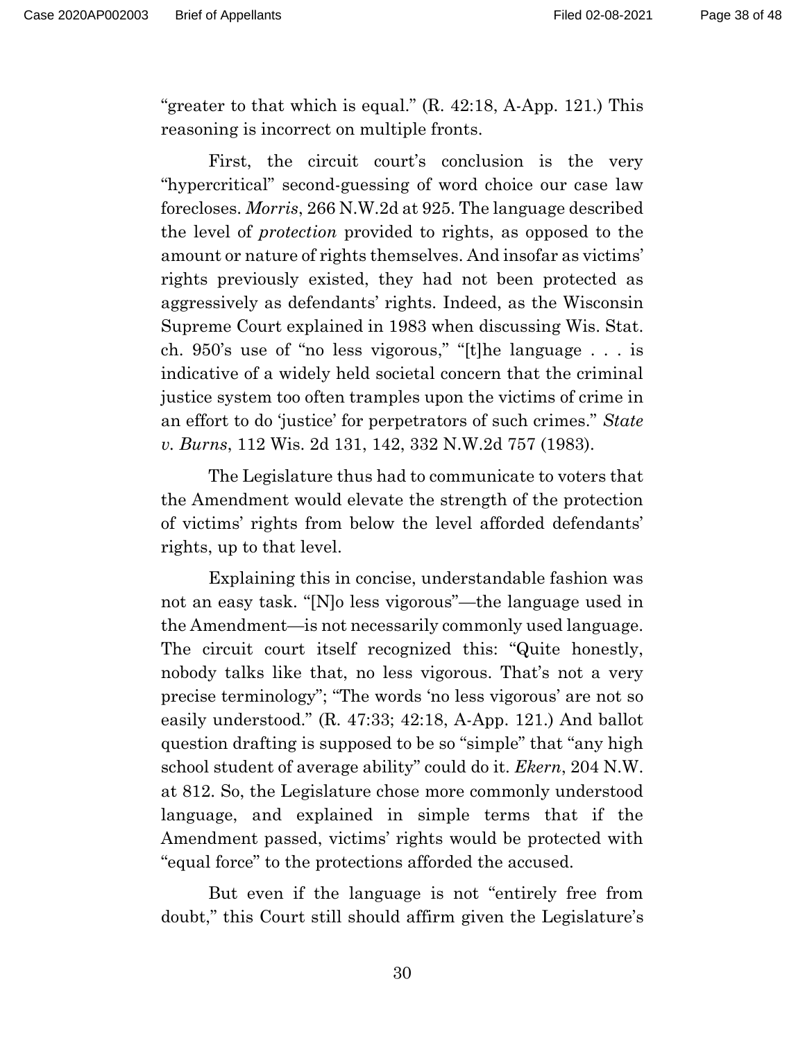"greater to that which is equal." (R. 42:18, A-App. 121.) This reasoning is incorrect on multiple fronts.

First, the circuit court's conclusion is the very "hypercritical" second-guessing of word choice our case law forecloses. *Morris*, 266 N.W.2d at 925. The language described the level of *protection* provided to rights, as opposed to the amount or nature of rights themselves. And insofar as victims' rights previously existed, they had not been protected as aggressively as defendants' rights. Indeed, as the Wisconsin Supreme Court explained in 1983 when discussing Wis. Stat. ch. 950's use of "no less vigorous," "[t]he language . . . is indicative of a widely held societal concern that the criminal justice system too often tramples upon the victims of crime in an effort to do 'justice' for perpetrators of such crimes." *State v. Burns*, 112 Wis. 2d 131, 142, 332 N.W.2d 757 (1983).

The Legislature thus had to communicate to voters that the Amendment would elevate the strength of the protection of victims' rights from below the level afforded defendants' rights, up to that level.

Explaining this in concise, understandable fashion was not an easy task. "[N]o less vigorous"—the language used in the Amendment—is not necessarily commonly used language. The circuit court itself recognized this: "Quite honestly, nobody talks like that, no less vigorous. That's not a very precise terminology"; "The words 'no less vigorous' are not so easily understood." (R. 47:33; 42:18, A-App. 121.) And ballot question drafting is supposed to be so "simple" that "any high school student of average ability" could do it. *Ekern*, 204 N.W. at 812. So, the Legislature chose more commonly understood language, and explained in simple terms that if the Amendment passed, victims' rights would be protected with "equal force" to the protections afforded the accused.

But even if the language is not "entirely free from doubt," this Court still should affirm given the Legislature's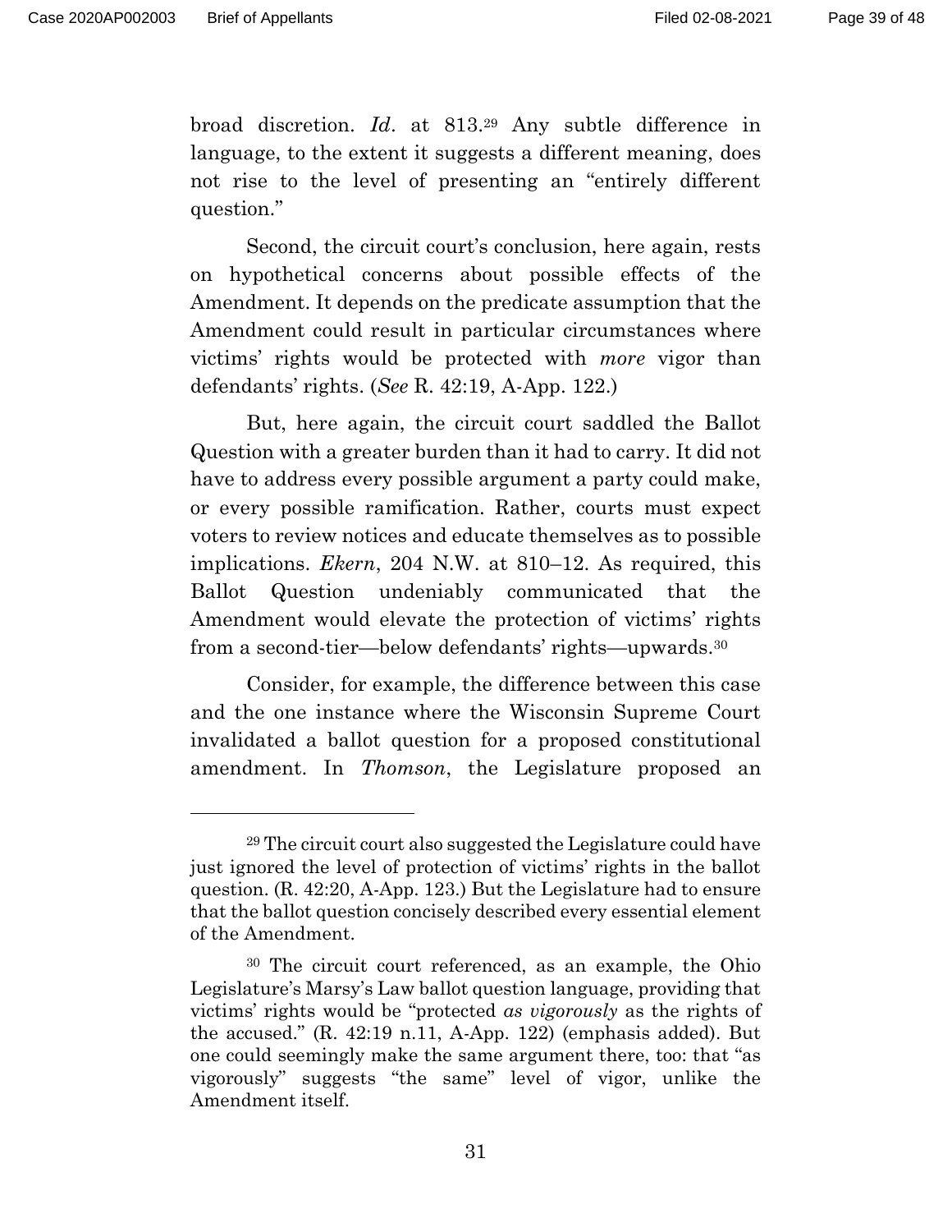broad discretion. *Id*. at 813.[29] Any subtle difference in language, to the extent it suggests a different meaning, does not rise to the level of presenting an "entirely different question."

Second, the circuit court's conclusion, here again, rests on hypothetical concerns about possible effects of the Amendment. It depends on the predicate assumption that the Amendment could result in particular circumstances where victims' rights would be protected with *more* vigor than defendants' rights. (*See* R. 42:19, A-App. 122.)

But, here again, the circuit court saddled the Ballot Question with a greater burden than it had to carry. It did not have to address every possible argument a party could make, or every possible ramification. Rather, courts must expect voters to review notices and educate themselves as to possible implications. *Ekern*, 204 N.W. at 810–12. As required, this Ballot Question undeniably communicated that the Amendment would elevate the protection of victims' rights from a second-tier—below defendants' rights—upwards.[30]

Consider, for example, the difference between this case and the one instance where the Wisconsin Supreme Court invalidated a ballot question for a proposed constitutional amendment. In *Thomson*, the Legislature proposed an

---

[29] The circuit court also suggested the Legislature could have just ignored the level of protection of victims' rights in the ballot question. (R. 42:20, A-App. 123.) But the Legislature had to ensure that the ballot question concisely described every essential element of the Amendment.

[30] The circuit court referenced, as an example, the Ohio Legislature's Marsy's Law ballot question language, providing that victims' rights would be "protected *as vigorously* as the rights of the accused." (R. 42:19 n.11, A-App. 122) (emphasis added). But one could seemingly make the same argument there, too: that "as vigorously" suggests "the same" level of vigor, unlike the Amendment itself.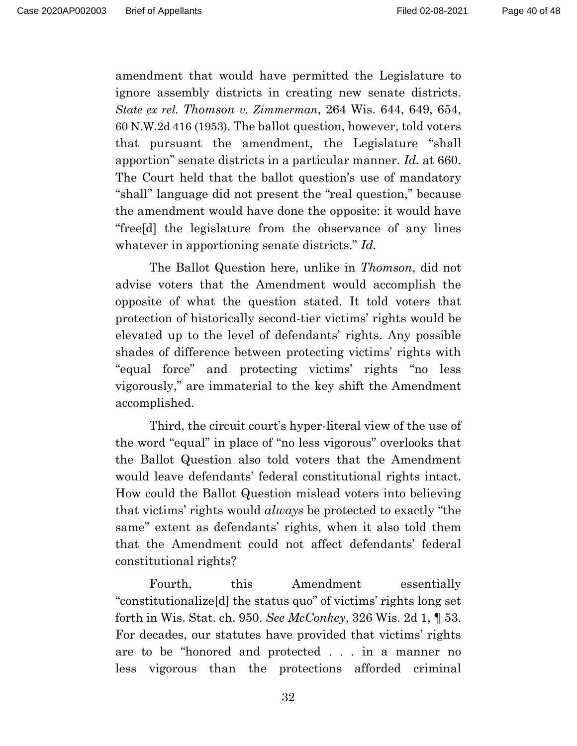amendment that would have permitted the Legislature to ignore assembly districts in creating new senate districts. *State ex rel. Thomson v. Zimmerman*, 264 Wis. 644, 649, 654, 60 N.W.2d 416 (1953). The ballot question, however, told voters that pursuant the amendment, the Legislature "shall apportion" senate districts in a particular manner. *Id.* at 660. The Court held that the ballot question's use of mandatory "shall" language did not present the "real question," because the amendment would have done the opposite: it would have "free[d] the legislature from the observance of any lines whatever in apportioning senate districts." *Id.*

The Ballot Question here, unlike in *Thomson*, did not advise voters that the Amendment would accomplish the opposite of what the question stated. It told voters that protection of historically second-tier victims' rights would be elevated up to the level of defendants' rights. Any possible shades of difference between protecting victims' rights with "equal force" and protecting victims' rights "no less vigorously," are immaterial to the key shift the Amendment accomplished.

Third, the circuit court's hyper-literal view of the use of the word "equal" in place of "no less vigorous" overlooks that the Ballot Question also told voters that the Amendment would leave defendants' federal constitutional rights intact. How could the Ballot Question mislead voters into believing that victims' rights would *always* be protected to exactly "the same" extent as defendants' rights, when it also told them that the Amendment could not affect defendants' federal constitutional rights?

Fourth, this Amendment essentially "constitutionalize[d] the status quo" of victims' rights long set forth in Wis. Stat. ch. 950. *See McConkey*, 326 Wis. 2d 1, ¶ 53. For decades, our statutes have provided that victims' rights are to be "honored and protected . . . in a manner no less vigorous than the protections afforded criminal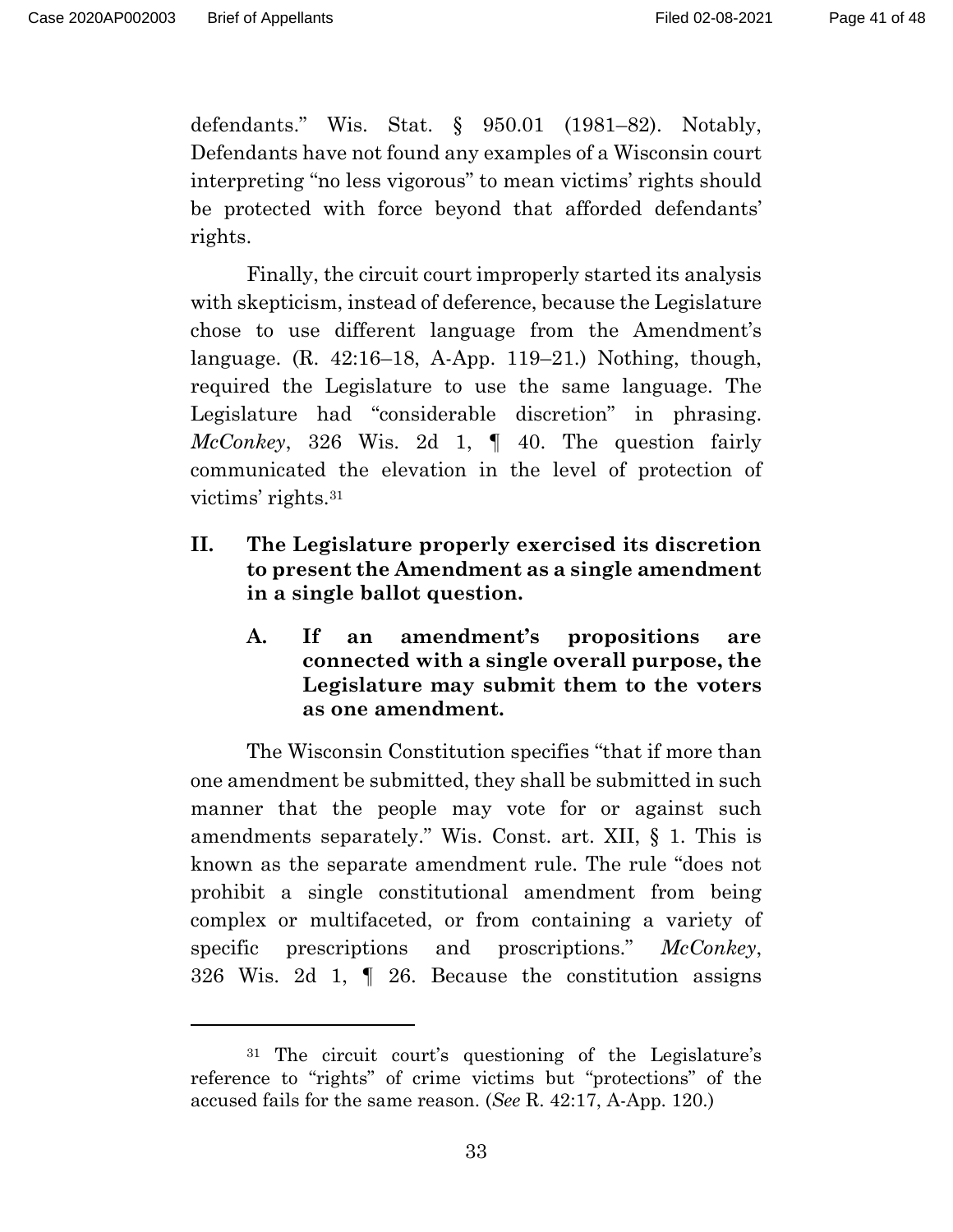defendants." Wis. Stat. § 950.01 (1981–82). Notably, Defendants have not found any examples of a Wisconsin court interpreting "no less vigorous" to mean victims' rights should be protected with force beyond that afforded defendants' rights.

Finally, the circuit court improperly started its analysis with skepticism, instead of deference, because the Legislature chose to use different language from the Amendment's language. (R. 42:16–18, A-App. 119–21.) Nothing, though, required the Legislature to use the same language. The Legislature had "considerable discretion" in phrasing. *McConkey*, 326 Wis. 2d 1, ¶ 40. The question fairly communicated the elevation in the level of protection of victims' rights.[31]

## II. The Legislature properly exercised its discretion to present the Amendment as a single amendment in a single ballot question.

### A. If an amendment's propositions are connected with a single overall purpose, the Legislature may submit them to the voters as one amendment.

The Wisconsin Constitution specifies "that if more than one amendment be submitted, they shall be submitted in such manner that the people may vote for or against such amendments separately." Wis. Const. art. XII, § 1. This is known as the separate amendment rule. The rule "does not prohibit a single constitutional amendment from being complex or multifaceted, or from containing a variety of specific prescriptions and proscriptions." *McConkey*, 326 Wis. 2d 1, ¶ 26. Because the constitution assigns

---

[31] The circuit court's questioning of the Legislature's reference to "rights" of crime victims but "protections" of the accused fails for the same reason. (*See* R. 42:17, A-App. 120.)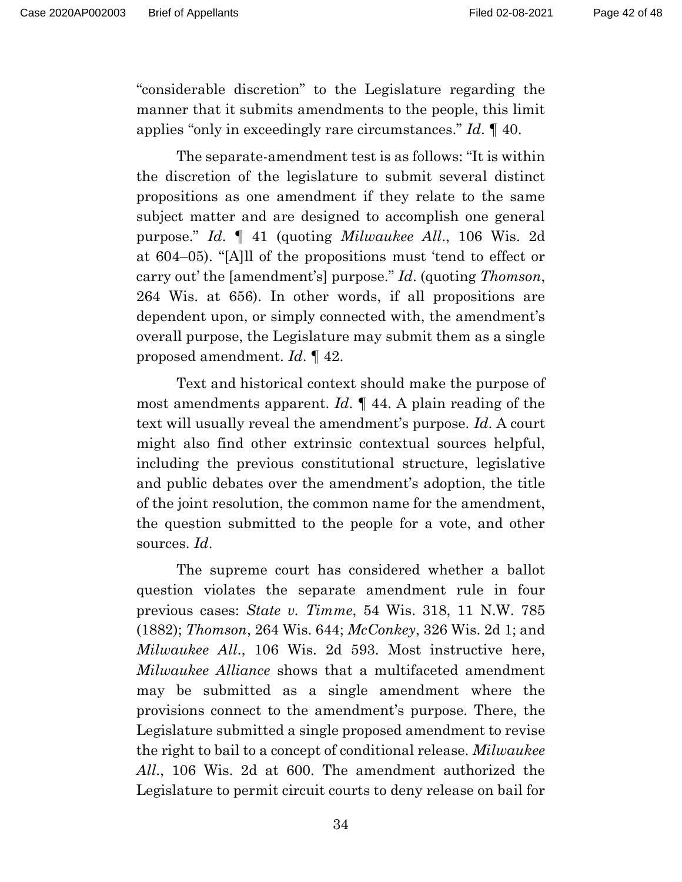"considerable discretion" to the Legislature regarding the manner that it submits amendments to the people, this limit applies "only in exceedingly rare circumstances." *Id*. ¶ 40.

The separate-amendment test is as follows: "It is within the discretion of the legislature to submit several distinct propositions as one amendment if they relate to the same subject matter and are designed to accomplish one general purpose." *Id*. ¶ 41 (quoting *Milwaukee All*., 106 Wis. 2d at 604–05). "[A]ll of the propositions must 'tend to effect or carry out' the [amendment's] purpose." *Id*. (quoting *Thomson*, 264 Wis. at 656). In other words, if all propositions are dependent upon, or simply connected with, the amendment's overall purpose, the Legislature may submit them as a single proposed amendment. *Id*. ¶ 42.

Text and historical context should make the purpose of most amendments apparent. *Id*. ¶ 44. A plain reading of the text will usually reveal the amendment's purpose. *Id*. A court might also find other extrinsic contextual sources helpful, including the previous constitutional structure, legislative and public debates over the amendment's adoption, the title of the joint resolution, the common name for the amendment, the question submitted to the people for a vote, and other sources. *Id*.

The supreme court has considered whether a ballot question violates the separate amendment rule in four previous cases: *State v. Timme*, 54 Wis. 318, 11 N.W. 785 (1882); *Thomson*, 264 Wis. 644; *McConkey*, 326 Wis. 2d 1; and *Milwaukee All*., 106 Wis. 2d 593. Most instructive here, *Milwaukee Alliance* shows that a multifaceted amendment may be submitted as a single amendment where the provisions connect to the amendment's purpose. There, the Legislature submitted a single proposed amendment to revise the right to bail to a concept of conditional release. *Milwaukee All*., 106 Wis. 2d at 600. The amendment authorized the Legislature to permit circuit courts to deny release on bail for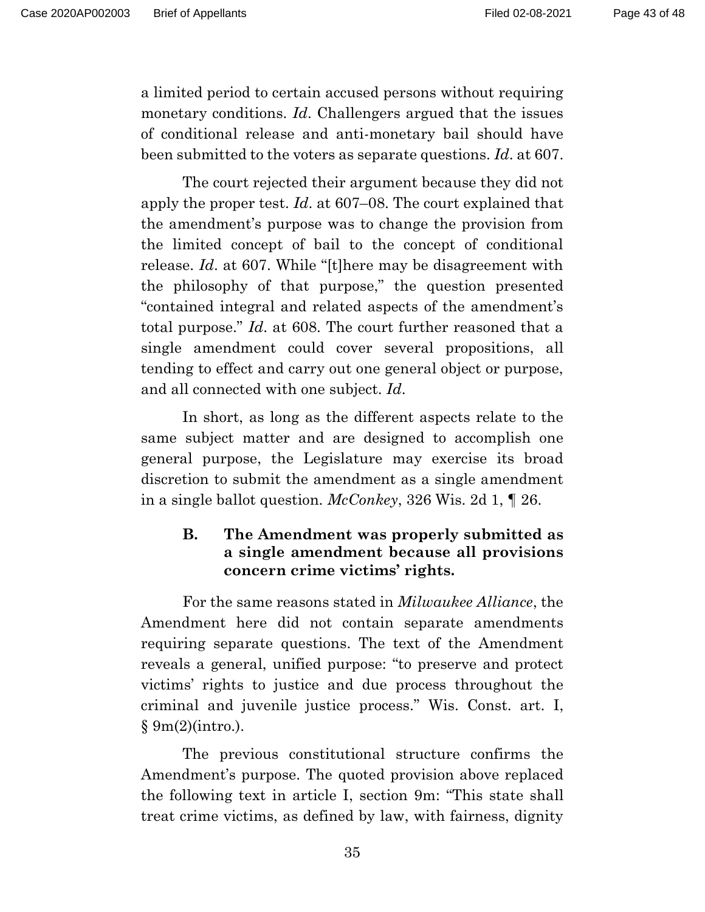a limited period to certain accused persons without requiring monetary conditions. *Id*. Challengers argued that the issues of conditional release and anti-monetary bail should have been submitted to the voters as separate questions. *Id*. at 607.

The court rejected their argument because they did not apply the proper test. *Id*. at 607–08. The court explained that the amendment's purpose was to change the provision from the limited concept of bail to the concept of conditional release. *Id*. at 607. While "[t]here may be disagreement with the philosophy of that purpose," the question presented "contained integral and related aspects of the amendment's total purpose." *Id*. at 608. The court further reasoned that a single amendment could cover several propositions, all tending to effect and carry out one general object or purpose, and all connected with one subject. *Id*.

In short, as long as the different aspects relate to the same subject matter and are designed to accomplish one general purpose, the Legislature may exercise its broad discretion to submit the amendment as a single amendment in a single ballot question. *McConkey*, 326 Wis. 2d 1, ¶ 26.

### B. The Amendment was properly submitted as a single amendment because all provisions concern crime victims' rights.

For the same reasons stated in *Milwaukee Alliance*, the Amendment here did not contain separate amendments requiring separate questions. The text of the Amendment reveals a general, unified purpose: "to preserve and protect victims' rights to justice and due process throughout the criminal and juvenile justice process." Wis. Const. art. I, § 9m(2)(intro.).

The previous constitutional structure confirms the Amendment's purpose. The quoted provision above replaced the following text in article I, section 9m: "This state shall treat crime victims, as defined by law, with fairness, dignity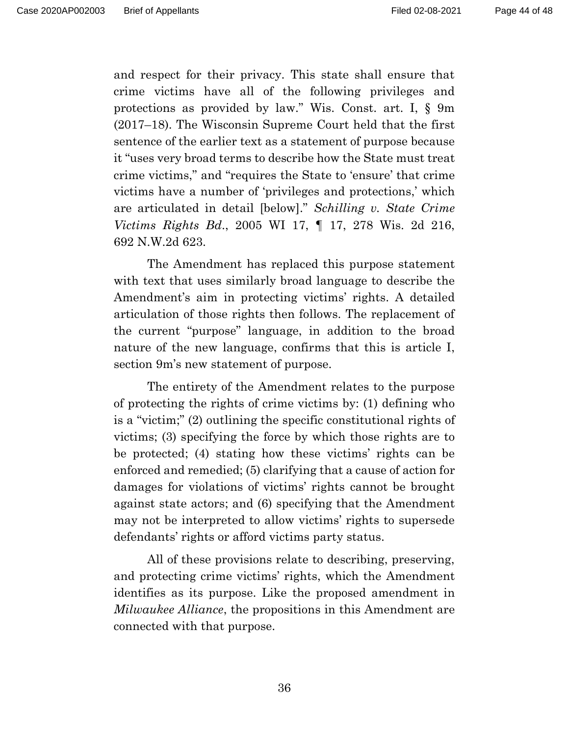and respect for their privacy. This state shall ensure that crime victims have all of the following privileges and protections as provided by law." Wis. Const. art. I, § 9m (2017–18). The Wisconsin Supreme Court held that the first sentence of the earlier text as a statement of purpose because it "uses very broad terms to describe how the State must treat crime victims," and "requires the State to 'ensure' that crime victims have a number of 'privileges and protections,' which are articulated in detail [below]." *Schilling v. State Crime Victims Rights Bd.*, 2005 WI 17, ¶ 17, 278 Wis. 2d 216, 692 N.W.2d 623.

The Amendment has replaced this purpose statement with text that uses similarly broad language to describe the Amendment's aim in protecting victims' rights. A detailed articulation of those rights then follows. The replacement of the current "purpose" language, in addition to the broad nature of the new language, confirms that this is article I, section 9m's new statement of purpose.

The entirety of the Amendment relates to the purpose of protecting the rights of crime victims by: (1) defining who is a "victim;" (2) outlining the specific constitutional rights of victims; (3) specifying the force by which those rights are to be protected; (4) stating how these victims' rights can be enforced and remedied; (5) clarifying that a cause of action for damages for violations of victims' rights cannot be brought against state actors; and (6) specifying that the Amendment may not be interpreted to allow victims' rights to supersede defendants' rights or afford victims party status.

All of these provisions relate to describing, preserving, and protecting crime victims' rights, which the Amendment identifies as its purpose. Like the proposed amendment in *Milwaukee Alliance*, the propositions in this Amendment are connected with that purpose.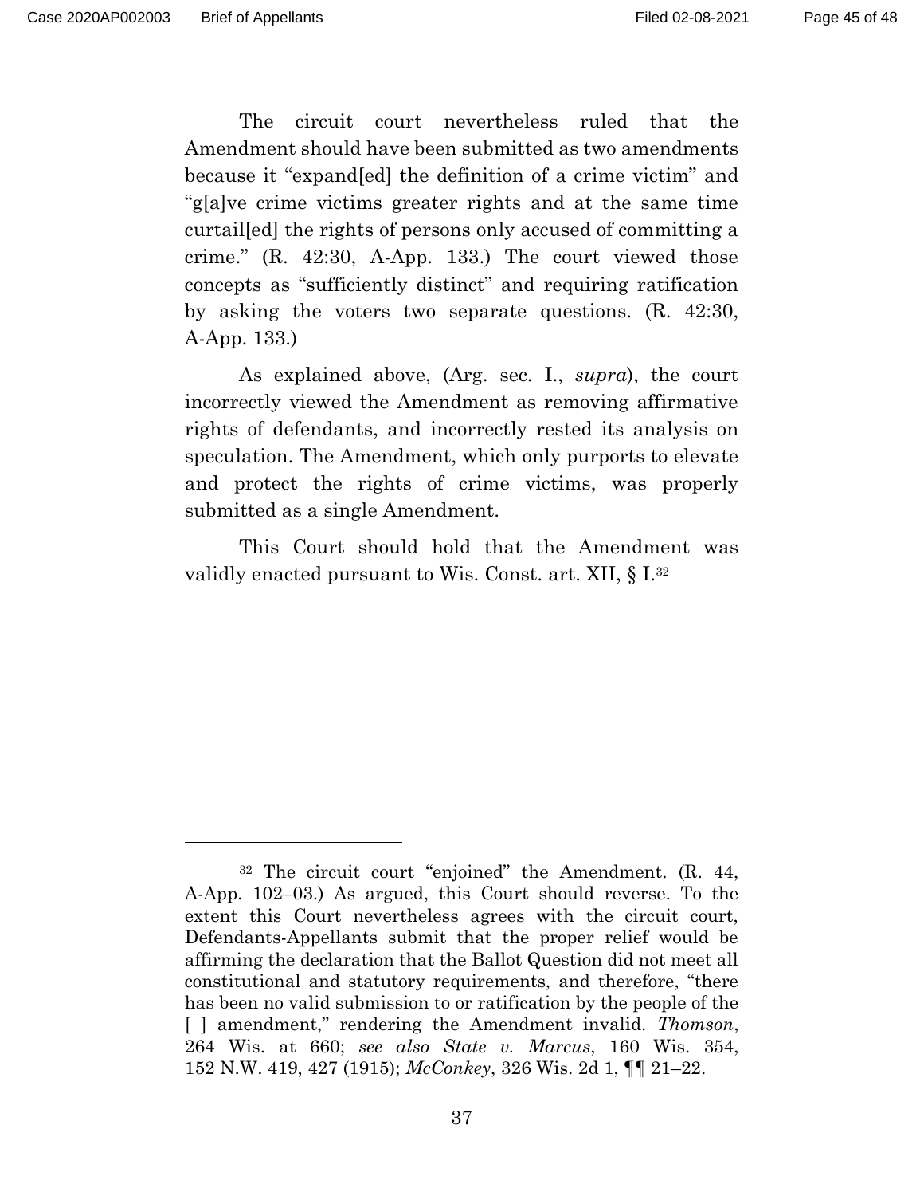The circuit court nevertheless ruled that the Amendment should have been submitted as two amendments because it "expand[ed] the definition of a crime victim" and "g[a]ve crime victims greater rights and at the same time curtail[ed] the rights of persons only accused of committing a crime." (R. 42:30, A-App. 133.) The court viewed those concepts as "sufficiently distinct" and requiring ratification by asking the voters two separate questions. (R. 42:30, A-App. 133.)

As explained above, (Arg. sec. I., *supra*), the court incorrectly viewed the Amendment as removing affirmative rights of defendants, and incorrectly rested its analysis on speculation. The Amendment, which only purports to elevate and protect the rights of crime victims, was properly submitted as a single Amendment.

This Court should hold that the Amendment was validly enacted pursuant to Wis. Const. art. XII, § I.[32]

---

[32] The circuit court "enjoined" the Amendment. (R. 44, A-App. 102–03.) As argued, this Court should reverse. To the extent this Court nevertheless agrees with the circuit court, Defendants-Appellants submit that the proper relief would be affirming the declaration that the Ballot Question did not meet all constitutional and statutory requirements, and therefore, "there has been no valid submission to or ratification by the people of the [ ] amendment," rendering the Amendment invalid. *Thomson*, 264 Wis. at 660; *see also State v. Marcus*, 160 Wis. 354, 152 N.W. 419, 427 (1915); *McConkey*, 326 Wis. 2d 1, ¶¶ 21–22.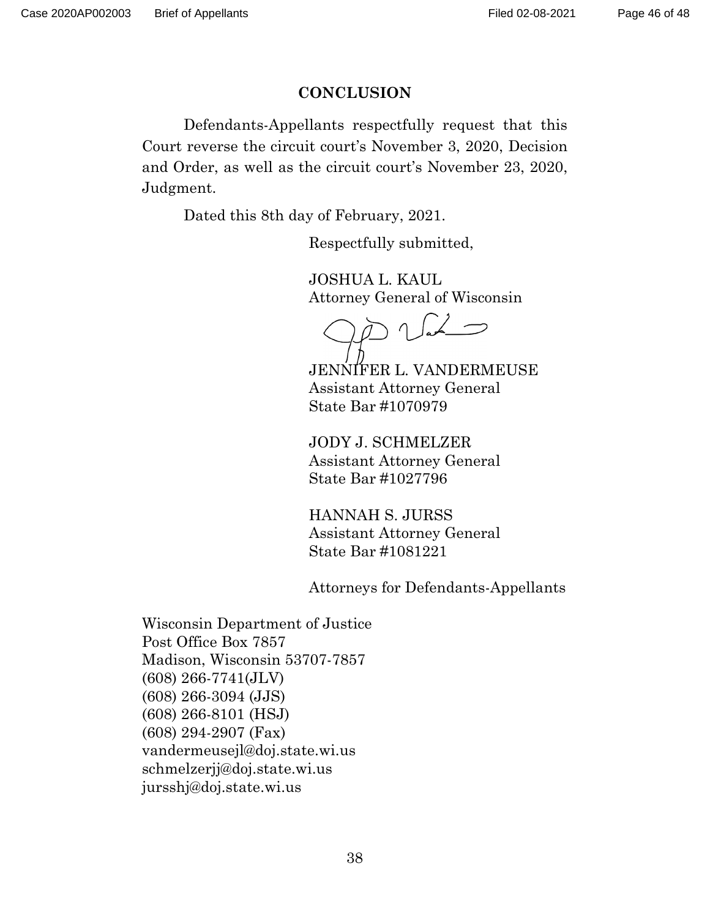## CONCLUSION

Defendants-Appellants respectfully request that this Court reverse the circuit court's November 3, 2020, Decision and Order, as well as the circuit court's November 23, 2020, Judgment.

Dated this 8th day of February, 2021.

Respectfully submitted,

JOSHUA L. KAUL
Attorney General of Wisconsin

JENNIFER L. VANDERMEUSE
Assistant Attorney General
State Bar #1070979

JODY J. SCHMELZER
Assistant Attorney General
State Bar #1027796

HANNAH S. JURSS
Assistant Attorney General
State Bar #1081221

Attorneys for Defendants-Appellants

Wisconsin Department of Justice
Post Office Box 7857
Madison, Wisconsin 53707-7857
(608) 266-7741(JLV)
(608) 266-3094 (JJS)
(608) 266-8101 (HSJ)
(608) 294-2907 (Fax)
vandermeusejl@doj.state.wi.us
schmelzerjj@doj.state.wi.us
jursshj@doj.state.wi.us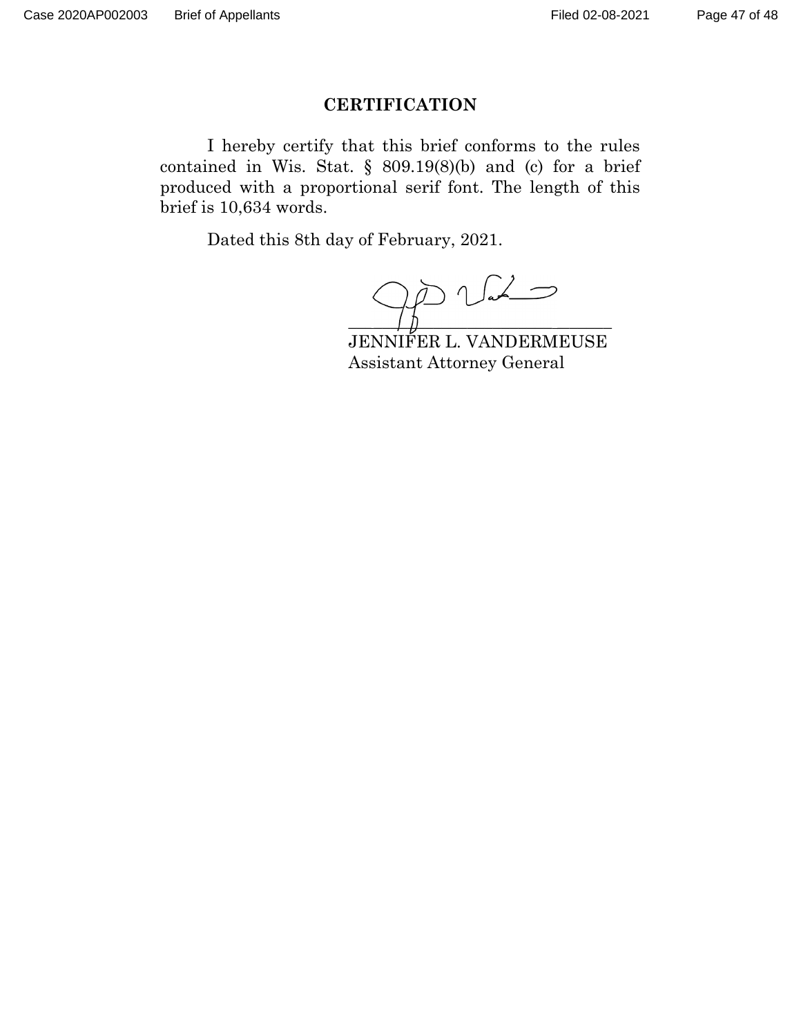## CERTIFICATION

I hereby certify that this brief conforms to the rules contained in Wis. Stat. § 809.19(8)(b) and (c) for a brief produced with a proportional serif font. The length of this brief is 10,634 words.

Dated this 8th day of February, 2021.

\_\_\_\_\_\_\_\_\_\_\_\_\_\_\_\_\_\_\_\_\_\_\_\_\_\_\_\_\_\_\_\_
JENNIFER L. VANDERMEUSE
Assistant Attorney General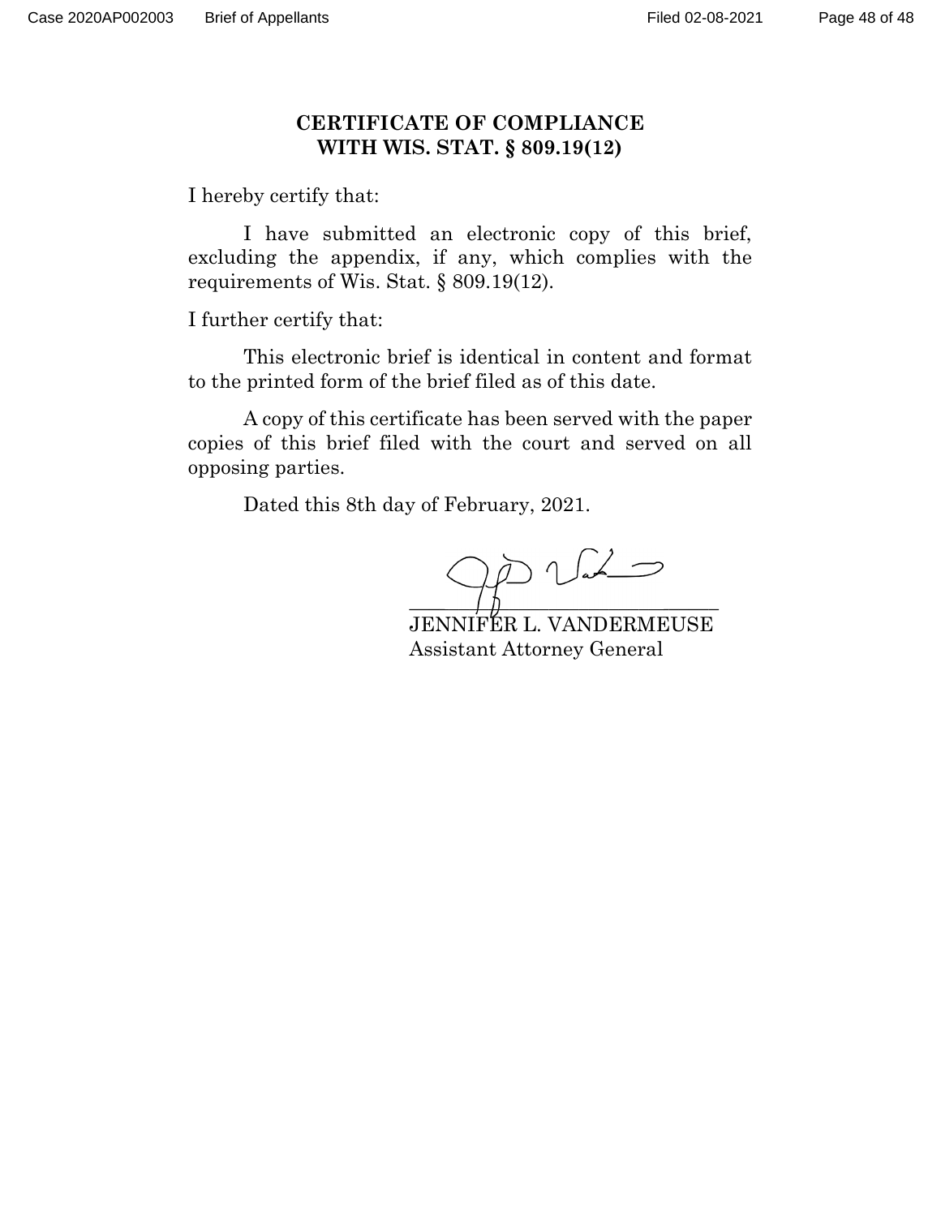## CERTIFICATE OF COMPLIANCE WITH WIS. STAT. § 809.19(12)

I hereby certify that:

I have submitted an electronic copy of this brief, excluding the appendix, if any, which complies with the requirements of Wis. Stat. § 809.19(12).

I further certify that:

This electronic brief is identical in content and format to the printed form of the brief filed as of this date.

A copy of this certificate has been served with the paper copies of this brief filed with the court and served on all opposing parties.

Dated this 8th day of February, 2021.

\_\_\_\_\_\_\_\_\_\_\_\_\_\_\_\_\_\_\_\_\_\_\_\_\_\_\_\_\_\_
JENNIFER L. VANDERMEUSE
Assistant Attorney General